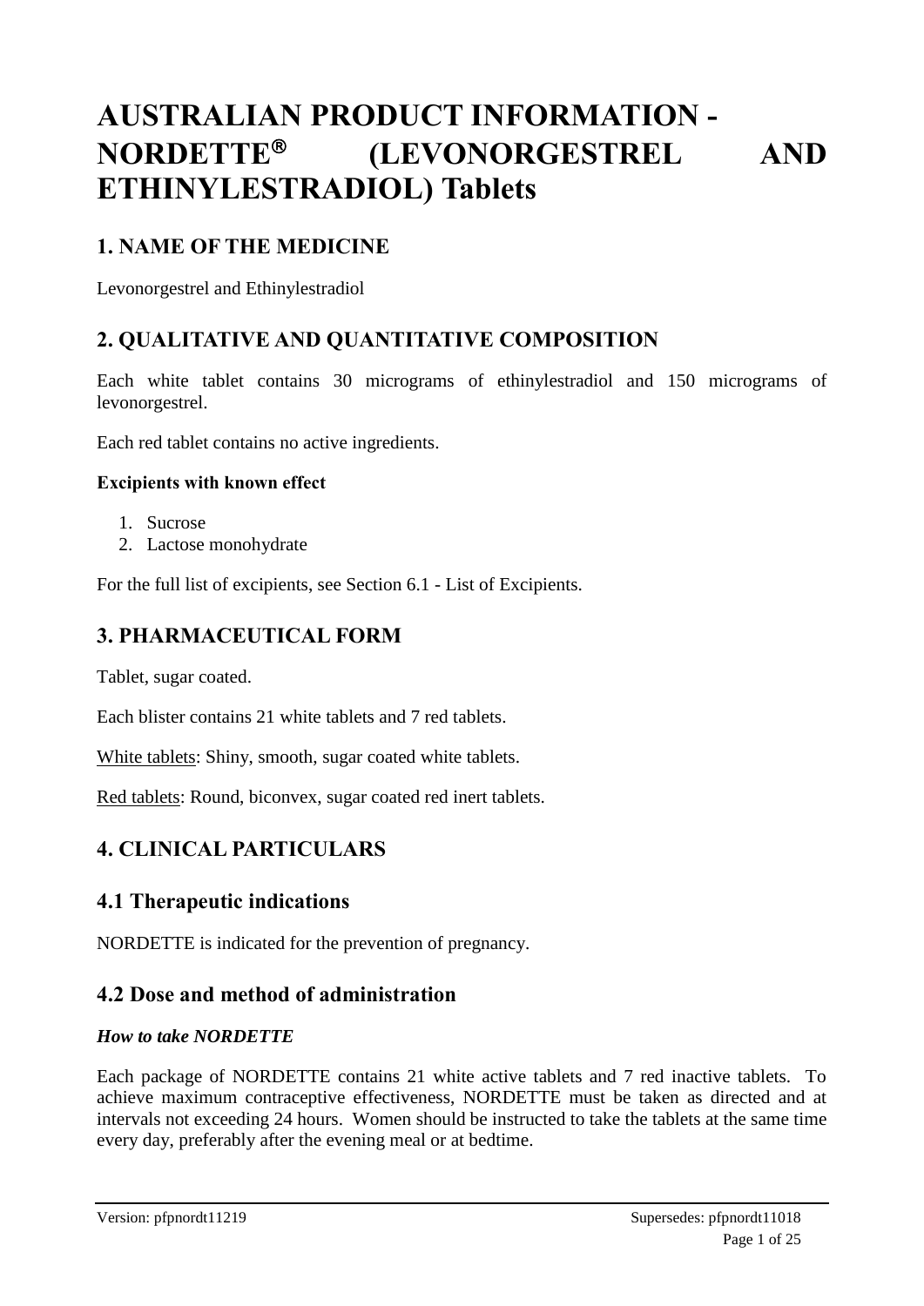# AUSTRALIAN PRODUCT INFORMATION - NORDETTE® (LEVONORGESTREL AND ETHINYLESTRADIOL) Tablets

## 1. NAME OF THE MEDICINE

Levonorgestrel and Ethinylestradiol

## 2. QUALITATIVE AND QUANTITATIVE COMPOSITION

Each white tablet contains 30 micrograms of ethinylestradiol and 150 micrograms of levonorgestrel.

Each red tablet contains no active ingredients.

**Excipients with known effect**

1. Sucrose
2. Lactose monohydrate

For the full list of excipients, see Section 6.1 - List of Excipients.

## 3. PHARMACEUTICAL FORM

Tablet, sugar coated.

Each blister contains 21 white tablets and 7 red tablets.

White tablets: Shiny, smooth, sugar coated white tablets.

Red tablets: Round, biconvex, sugar coated red inert tablets.

## 4. CLINICAL PARTICULARS

## 4.1 Therapeutic indications

NORDETTE is indicated for the prevention of pregnancy.

## 4.2 Dose and method of administration

### *How to take NORDETTE*

Each package of NORDETTE contains 21 white active tablets and 7 red inactive tablets. To achieve maximum contraceptive effectiveness, NORDETTE must be taken as directed and at intervals not exceeding 24 hours. Women should be instructed to take the tablets at the same time every day, preferably after the evening meal or at bedtime.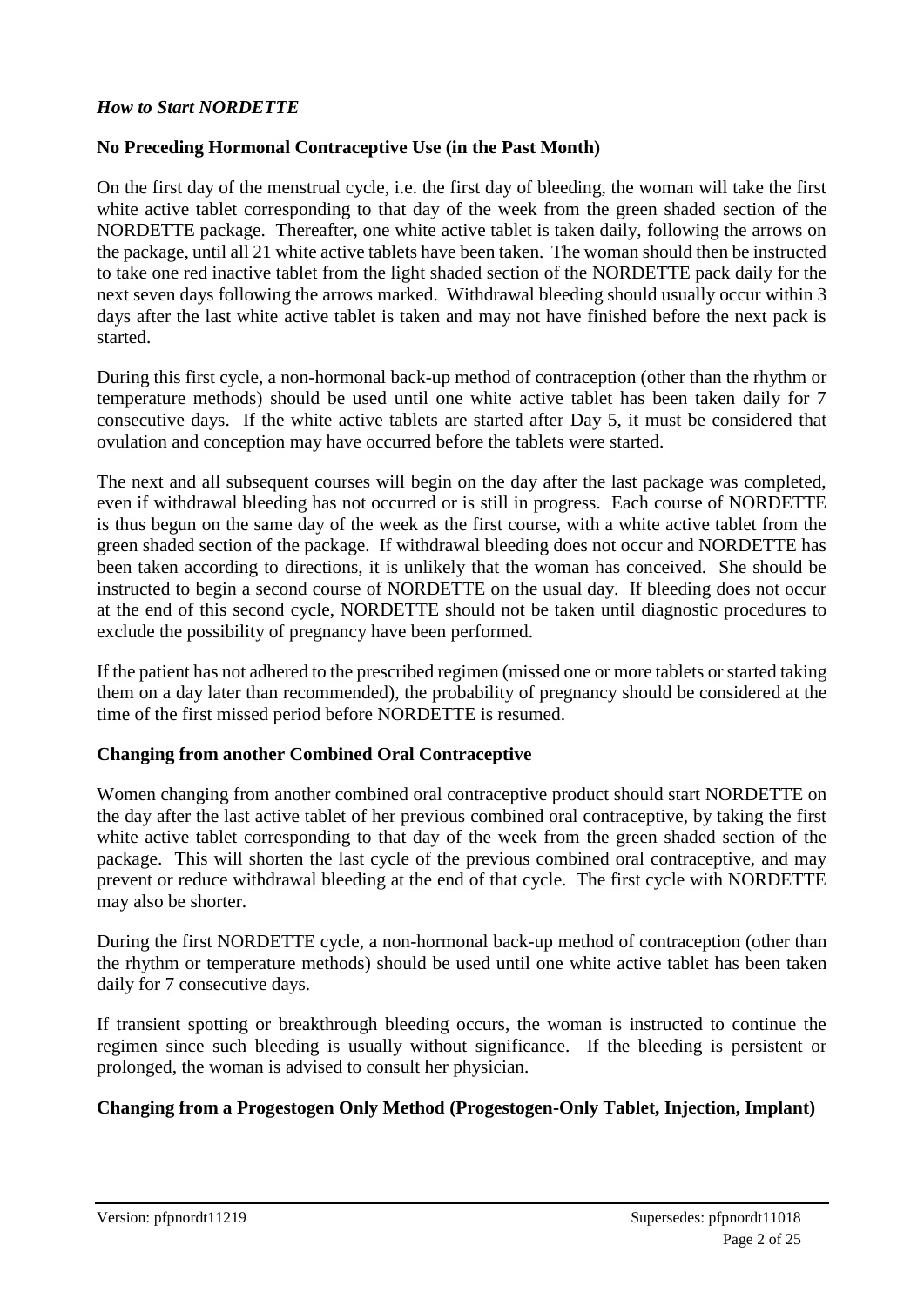*How to Start NORDETTE*

**No Preceding Hormonal Contraceptive Use (in the Past Month)**

On the first day of the menstrual cycle, i.e. the first day of bleeding, the woman will take the first white active tablet corresponding to that day of the week from the green shaded section of the NORDETTE package. Thereafter, one white active tablet is taken daily, following the arrows on the package, until all 21 white active tablets have been taken. The woman should then be instructed to take one red inactive tablet from the light shaded section of the NORDETTE pack daily for the next seven days following the arrows marked. Withdrawal bleeding should usually occur within 3 days after the last white active tablet is taken and may not have finished before the next pack is started.

During this first cycle, a non-hormonal back-up method of contraception (other than the rhythm or temperature methods) should be used until one white active tablet has been taken daily for 7 consecutive days. If the white active tablets are started after Day 5, it must be considered that ovulation and conception may have occurred before the tablets were started.

The next and all subsequent courses will begin on the day after the last package was completed, even if withdrawal bleeding has not occurred or is still in progress. Each course of NORDETTE is thus begun on the same day of the week as the first course, with a white active tablet from the green shaded section of the package. If withdrawal bleeding does not occur and NORDETTE has been taken according to directions, it is unlikely that the woman has conceived. She should be instructed to begin a second course of NORDETTE on the usual day. If bleeding does not occur at the end of this second cycle, NORDETTE should not be taken until diagnostic procedures to exclude the possibility of pregnancy have been performed.

If the patient has not adhered to the prescribed regimen (missed one or more tablets or started taking them on a day later than recommended), the probability of pregnancy should be considered at the time of the first missed period before NORDETTE is resumed.

**Changing from another Combined Oral Contraceptive**

Women changing from another combined oral contraceptive product should start NORDETTE on the day after the last active tablet of her previous combined oral contraceptive, by taking the first white active tablet corresponding to that day of the week from the green shaded section of the package. This will shorten the last cycle of the previous combined oral contraceptive, and may prevent or reduce withdrawal bleeding at the end of that cycle. The first cycle with NORDETTE may also be shorter.

During the first NORDETTE cycle, a non-hormonal back-up method of contraception (other than the rhythm or temperature methods) should be used until one white active tablet has been taken daily for 7 consecutive days.

If transient spotting or breakthrough bleeding occurs, the woman is instructed to continue the regimen since such bleeding is usually without significance. If the bleeding is persistent or prolonged, the woman is advised to consult her physician.

**Changing from a Progestogen Only Method (Progestogen-Only Tablet, Injection, Implant)**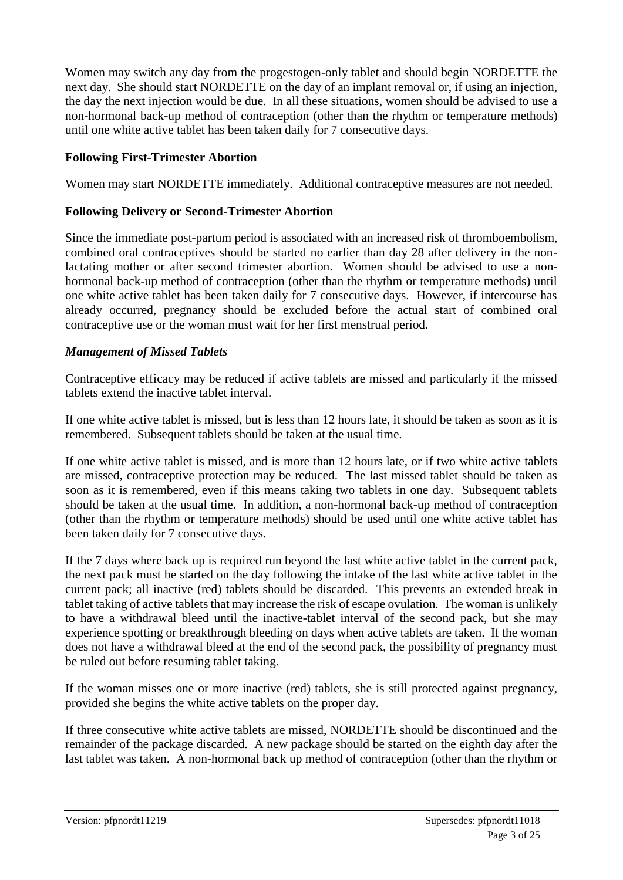Women may switch any day from the progestogen-only tablet and should begin NORDETTE the next day. She should start NORDETTE on the day of an implant removal or, if using an injection, the day the next injection would be due. In all these situations, women should be advised to use a non-hormonal back-up method of contraception (other than the rhythm or temperature methods) until one white active tablet has been taken daily for 7 consecutive days.

**Following First-Trimester Abortion**

Women may start NORDETTE immediately. Additional contraceptive measures are not needed.

**Following Delivery or Second-Trimester Abortion**

Since the immediate post-partum period is associated with an increased risk of thromboembolism, combined oral contraceptives should be started no earlier than day 28 after delivery in the non-lactating mother or after second trimester abortion. Women should be advised to use a non-hormonal back-up method of contraception (other than the rhythm or temperature methods) until one white active tablet has been taken daily for 7 consecutive days. However, if intercourse has already occurred, pregnancy should be excluded before the actual start of combined oral contraceptive use or the woman must wait for her first menstrual period.

***Management of Missed Tablets***

Contraceptive efficacy may be reduced if active tablets are missed and particularly if the missed tablets extend the inactive tablet interval.

If one white active tablet is missed, but is less than 12 hours late, it should be taken as soon as it is remembered. Subsequent tablets should be taken at the usual time.

If one white active tablet is missed, and is more than 12 hours late, or if two white active tablets are missed, contraceptive protection may be reduced. The last missed tablet should be taken as soon as it is remembered, even if this means taking two tablets in one day. Subsequent tablets should be taken at the usual time. In addition, a non-hormonal back-up method of contraception (other than the rhythm or temperature methods) should be used until one white active tablet has been taken daily for 7 consecutive days.

If the 7 days where back up is required run beyond the last white active tablet in the current pack, the next pack must be started on the day following the intake of the last white active tablet in the current pack; all inactive (red) tablets should be discarded. This prevents an extended break in tablet taking of active tablets that may increase the risk of escape ovulation. The woman is unlikely to have a withdrawal bleed until the inactive-tablet interval of the second pack, but she may experience spotting or breakthrough bleeding on days when active tablets are taken. If the woman does not have a withdrawal bleed at the end of the second pack, the possibility of pregnancy must be ruled out before resuming tablet taking.

If the woman misses one or more inactive (red) tablets, she is still protected against pregnancy, provided she begins the white active tablets on the proper day.

If three consecutive white active tablets are missed, NORDETTE should be discontinued and the remainder of the package discarded. A new package should be started on the eighth day after the last tablet was taken. A non-hormonal back up method of contraception (other than the rhythm or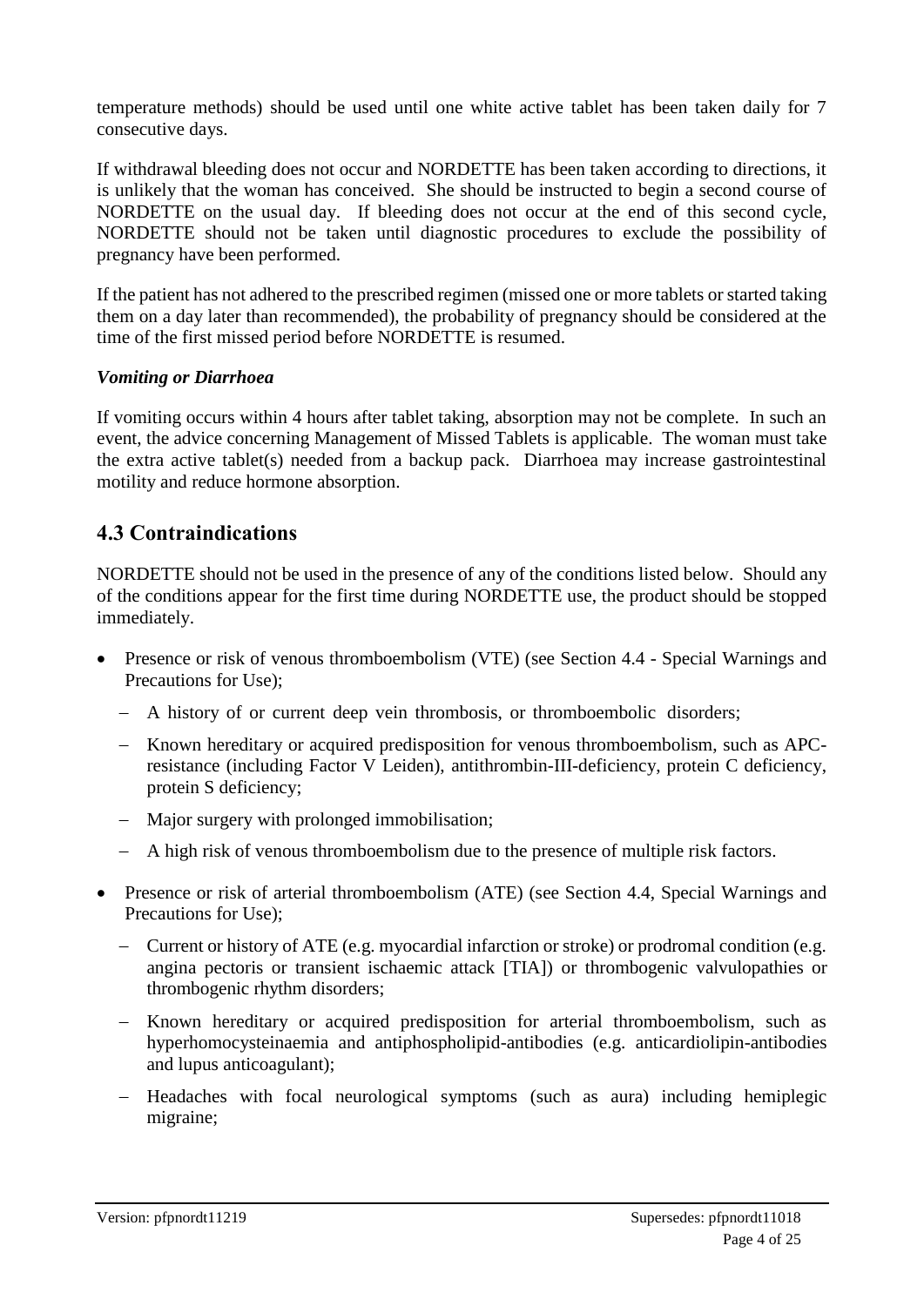temperature methods) should be used until one white active tablet has been taken daily for 7 consecutive days.

If withdrawal bleeding does not occur and NORDETTE has been taken according to directions, it is unlikely that the woman has conceived. She should be instructed to begin a second course of NORDETTE on the usual day. If bleeding does not occur at the end of this second cycle, NORDETTE should not be taken until diagnostic procedures to exclude the possibility of pregnancy have been performed.

If the patient has not adhered to the prescribed regimen (missed one or more tablets or started taking them on a day later than recommended), the probability of pregnancy should be considered at the time of the first missed period before NORDETTE is resumed.

***Vomiting or Diarrhoea***

If vomiting occurs within 4 hours after tablet taking, absorption may not be complete. In such an event, the advice concerning Management of Missed Tablets is applicable. The woman must take the extra active tablet(s) needed from a backup pack. Diarrhoea may increase gastrointestinal motility and reduce hormone absorption.

## 4.3 Contraindications

NORDETTE should not be used in the presence of any of the conditions listed below. Should any of the conditions appear for the first time during NORDETTE use, the product should be stopped immediately.

- Presence or risk of venous thromboembolism (VTE) (see Section 4.4 - Special Warnings and Precautions for Use);
  - A history of or current deep vein thrombosis, or thromboembolic disorders;
  - Known hereditary or acquired predisposition for venous thromboembolism, such as APC-resistance (including Factor V Leiden), antithrombin-III-deficiency, protein C deficiency, protein S deficiency;
  - Major surgery with prolonged immobilisation;
  - A high risk of venous thromboembolism due to the presence of multiple risk factors.
- Presence or risk of arterial thromboembolism (ATE) (see Section 4.4, Special Warnings and Precautions for Use);
  - Current or history of ATE (e.g. myocardial infarction or stroke) or prodromal condition (e.g. angina pectoris or transient ischaemic attack [TIA]) or thrombogenic valvulopathies or thrombogenic rhythm disorders;
  - Known hereditary or acquired predisposition for arterial thromboembolism, such as hyperhomocysteinaemia and antiphospholipid-antibodies (e.g. anticardiolipin-antibodies and lupus anticoagulant);
  - Headaches with focal neurological symptoms (such as aura) including hemiplegic migraine;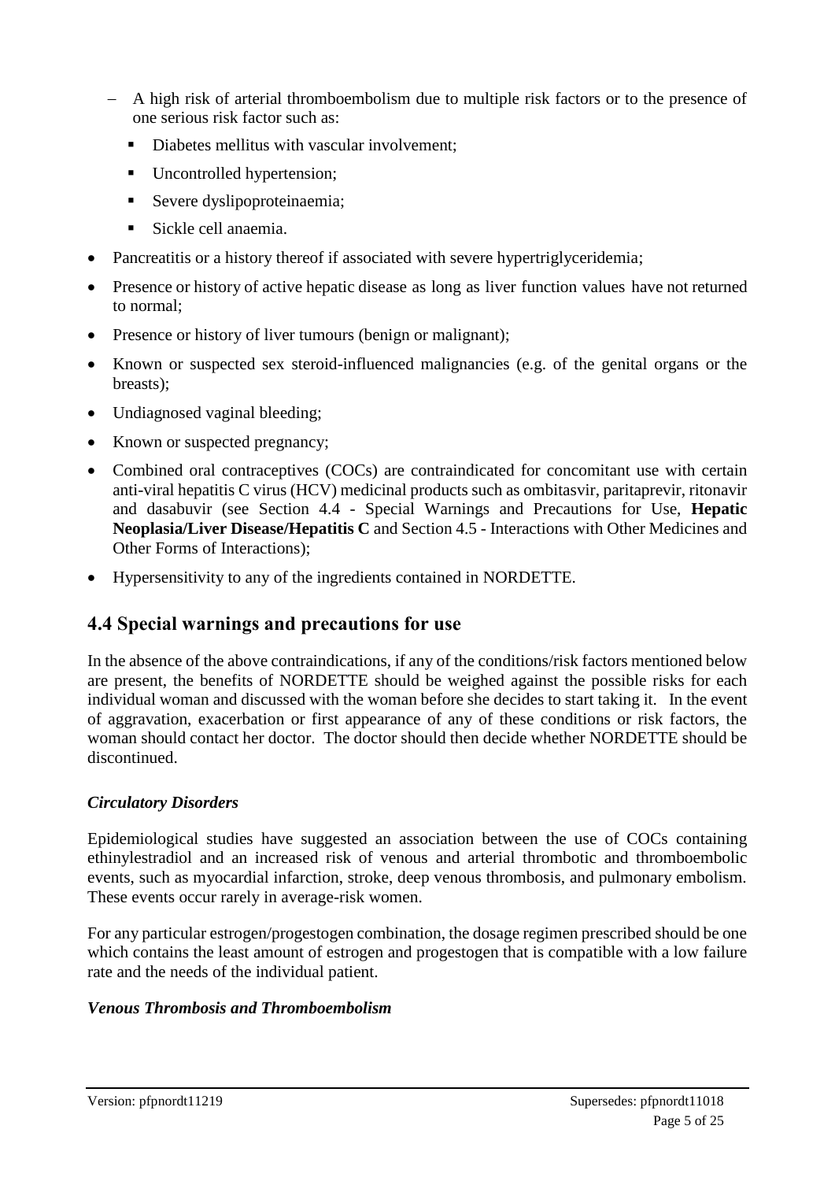- A high risk of arterial thromboembolism due to multiple risk factors or to the presence of one serious risk factor such as:
  - Diabetes mellitus with vascular involvement;
  - Uncontrolled hypertension;
  - Severe dyslipoproteinaemia;
  - Sickle cell anaemia.

- Pancreatitis or a history thereof if associated with severe hypertriglyceridemia;
- Presence or history of active hepatic disease as long as liver function values have not returned to normal;
- Presence or history of liver tumours (benign or malignant);
- Known or suspected sex steroid-influenced malignancies (e.g. of the genital organs or the breasts);
- Undiagnosed vaginal bleeding;
- Known or suspected pregnancy;
- Combined oral contraceptives (COCs) are contraindicated for concomitant use with certain anti-viral hepatitis C virus (HCV) medicinal products such as ombitasvir, paritaprevir, ritonavir and dasabuvir (see Section 4.4 - Special Warnings and Precautions for Use, **Hepatic Neoplasia/Liver Disease/Hepatitis C** and Section 4.5 - Interactions with Other Medicines and Other Forms of Interactions);
- Hypersensitivity to any of the ingredients contained in NORDETTE.

## 4.4 Special warnings and precautions for use

In the absence of the above contraindications, if any of the conditions/risk factors mentioned below are present, the benefits of NORDETTE should be weighed against the possible risks for each individual woman and discussed with the woman before she decides to start taking it. In the event of aggravation, exacerbation or first appearance of any of these conditions or risk factors, the woman should contact her doctor. The doctor should then decide whether NORDETTE should be discontinued.

### *Circulatory Disorders*

Epidemiological studies have suggested an association between the use of COCs containing ethinylestradiol and an increased risk of venous and arterial thrombotic and thromboembolic events, such as myocardial infarction, stroke, deep venous thrombosis, and pulmonary embolism. These events occur rarely in average-risk women.

For any particular estrogen/progestogen combination, the dosage regimen prescribed should be one which contains the least amount of estrogen and progestogen that is compatible with a low failure rate and the needs of the individual patient.

### *Venous Thrombosis and Thromboembolism*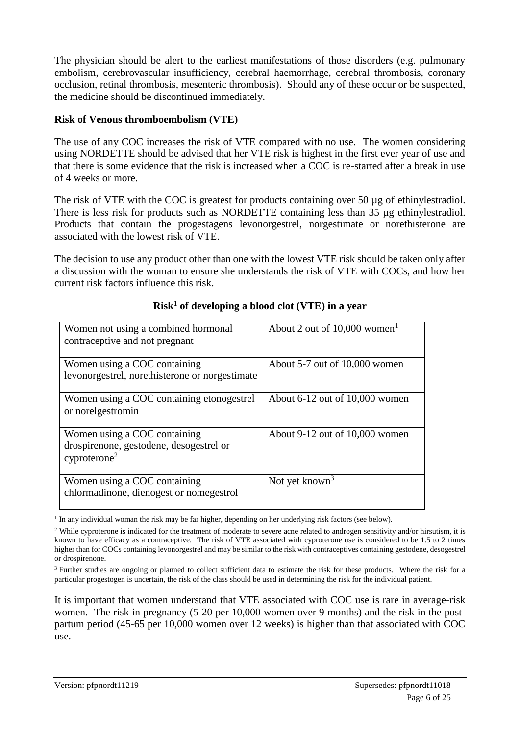The physician should be alert to the earliest manifestations of those disorders (e.g. pulmonary embolism, cerebrovascular insufficiency, cerebral haemorrhage, cerebral thrombosis, coronary occlusion, retinal thrombosis, mesenteric thrombosis). Should any of these occur or be suspected, the medicine should be discontinued immediately.

**Risk of Venous thromboembolism (VTE)**

The use of any COC increases the risk of VTE compared with no use. The women considering using NORDETTE should be advised that her VTE risk is highest in the first ever year of use and that there is some evidence that the risk is increased when a COC is re-started after a break in use of 4 weeks or more.

The risk of VTE with the COC is greatest for products containing over 50 µg of ethinylestradiol. There is less risk for products such as NORDETTE containing less than 35 µg ethinylestradiol. Products that contain the progestagens levonorgestrel, norgestimate or norethisterone are associated with the lowest risk of VTE.

The decision to use any product other than one with the lowest VTE risk should be taken only after a discussion with the woman to ensure she understands the risk of VTE with COCs, and how her current risk factors influence this risk.

**Risk[1] of developing a blood clot (VTE) in a year**

| | |
|---|---|
| Women not using a combined hormonal contraceptive and not pregnant | About 2 out of 10,000 women[1] |
| Women using a COC containing levonorgestrel, norethisterone or norgestimate | About 5-7 out of 10,000 women |
| Women using a COC containing etonogestrel or norelgestromin | About 6-12 out of 10,000 women |
| Women using a COC containing drospirenone, gestodene, desogestrel or cyproterone[2] | About 9-12 out of 10,000 women |
| Women using a COC containing chlormadinone, dienogest or nomegestrol | Not yet known[3] |

[1] In any individual woman the risk may be far higher, depending on her underlying risk factors (see below).

[2] While cyproterone is indicated for the treatment of moderate to severe acne related to androgen sensitivity and/or hirsutism, it is known to have efficacy as a contraceptive. The risk of VTE associated with cyproterone use is considered to be 1.5 to 2 times higher than for COCs containing levonorgestrel and may be similar to the risk with contraceptives containing gestodene, desogestrel or drospirenone.

[3] Further studies are ongoing or planned to collect sufficient data to estimate the risk for these products. Where the risk for a particular progestogen is uncertain, the risk of the class should be used in determining the risk for the individual patient.

It is important that women understand that VTE associated with COC use is rare in average-risk women. The risk in pregnancy (5-20 per 10,000 women over 9 months) and the risk in the post-partum period (45-65 per 10,000 women over 12 weeks) is higher than that associated with COC use.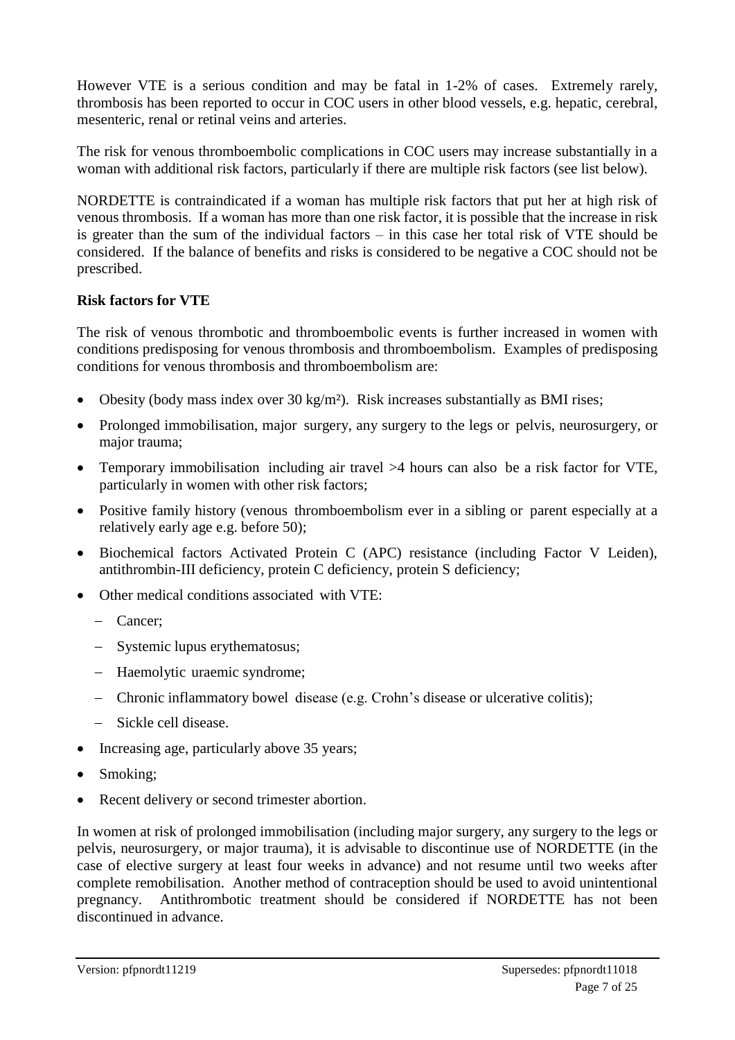However VTE is a serious condition and may be fatal in 1-2% of cases. Extremely rarely, thrombosis has been reported to occur in COC users in other blood vessels, e.g. hepatic, cerebral, mesenteric, renal or retinal veins and arteries.

The risk for venous thromboembolic complications in COC users may increase substantially in a woman with additional risk factors, particularly if there are multiple risk factors (see list below).

NORDETTE is contraindicated if a woman has multiple risk factors that put her at high risk of venous thrombosis. If a woman has more than one risk factor, it is possible that the increase in risk is greater than the sum of the individual factors – in this case her total risk of VTE should be considered. If the balance of benefits and risks is considered to be negative a COC should not be prescribed.

**Risk factors for VTE**

The risk of venous thrombotic and thromboembolic events is further increased in women with conditions predisposing for venous thrombosis and thromboembolism. Examples of predisposing conditions for venous thrombosis and thromboembolism are:

- Obesity (body mass index over 30 kg/m²). Risk increases substantially as BMI rises;
- Prolonged immobilisation, major surgery, any surgery to the legs or pelvis, neurosurgery, or major trauma;
- Temporary immobilisation including air travel >4 hours can also be a risk factor for VTE, particularly in women with other risk factors;
- Positive family history (venous thromboembolism ever in a sibling or parent especially at a relatively early age e.g. before 50);
- Biochemical factors Activated Protein C (APC) resistance (including Factor V Leiden), antithrombin-III deficiency, protein C deficiency, protein S deficiency;
- Other medical conditions associated with VTE:
  - Cancer;
  - Systemic lupus erythematosus;
  - Haemolytic uraemic syndrome;
  - Chronic inflammatory bowel disease (e.g. Crohn's disease or ulcerative colitis);
  - Sickle cell disease.
- Increasing age, particularly above 35 years;
- Smoking;
- Recent delivery or second trimester abortion.

In women at risk of prolonged immobilisation (including major surgery, any surgery to the legs or pelvis, neurosurgery, or major trauma), it is advisable to discontinue use of NORDETTE (in the case of elective surgery at least four weeks in advance) and not resume until two weeks after complete remobilisation. Another method of contraception should be used to avoid unintentional pregnancy. Antithrombotic treatment should be considered if NORDETTE has not been discontinued in advance.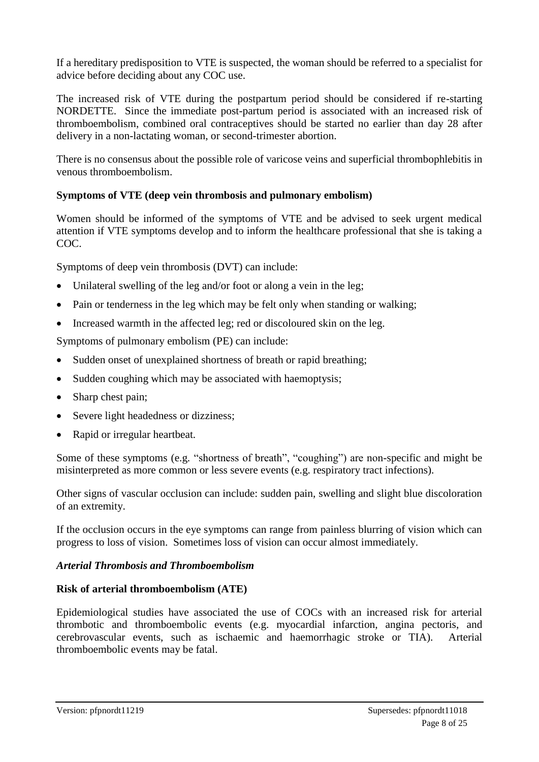If a hereditary predisposition to VTE is suspected, the woman should be referred to a specialist for advice before deciding about any COC use.

The increased risk of VTE during the postpartum period should be considered if re-starting NORDETTE. Since the immediate post-partum period is associated with an increased risk of thromboembolism, combined oral contraceptives should be started no earlier than day 28 after delivery in a non-lactating woman, or second-trimester abortion.

There is no consensus about the possible role of varicose veins and superficial thrombophlebitis in venous thromboembolism.

**Symptoms of VTE (deep vein thrombosis and pulmonary embolism)**

Women should be informed of the symptoms of VTE and be advised to seek urgent medical attention if VTE symptoms develop and to inform the healthcare professional that she is taking a COC.

Symptoms of deep vein thrombosis (DVT) can include:

- Unilateral swelling of the leg and/or foot or along a vein in the leg;
- Pain or tenderness in the leg which may be felt only when standing or walking;
- Increased warmth in the affected leg; red or discoloured skin on the leg.

Symptoms of pulmonary embolism (PE) can include:

- Sudden onset of unexplained shortness of breath or rapid breathing;
- Sudden coughing which may be associated with haemoptysis;
- Sharp chest pain;
- Severe light headedness or dizziness;
- Rapid or irregular heartbeat.

Some of these symptoms (e.g. "shortness of breath", "coughing") are non-specific and might be misinterpreted as more common or less severe events (e.g. respiratory tract infections).

Other signs of vascular occlusion can include: sudden pain, swelling and slight blue discoloration of an extremity.

If the occlusion occurs in the eye symptoms can range from painless blurring of vision which can progress to loss of vision. Sometimes loss of vision can occur almost immediately.

***Arterial Thrombosis and Thromboembolism***

**Risk of arterial thromboembolism (ATE)**

Epidemiological studies have associated the use of COCs with an increased risk for arterial thrombotic and thromboembolic events (e.g. myocardial infarction, angina pectoris, and cerebrovascular events, such as ischaemic and haemorrhagic stroke or TIA). Arterial thromboembolic events may be fatal.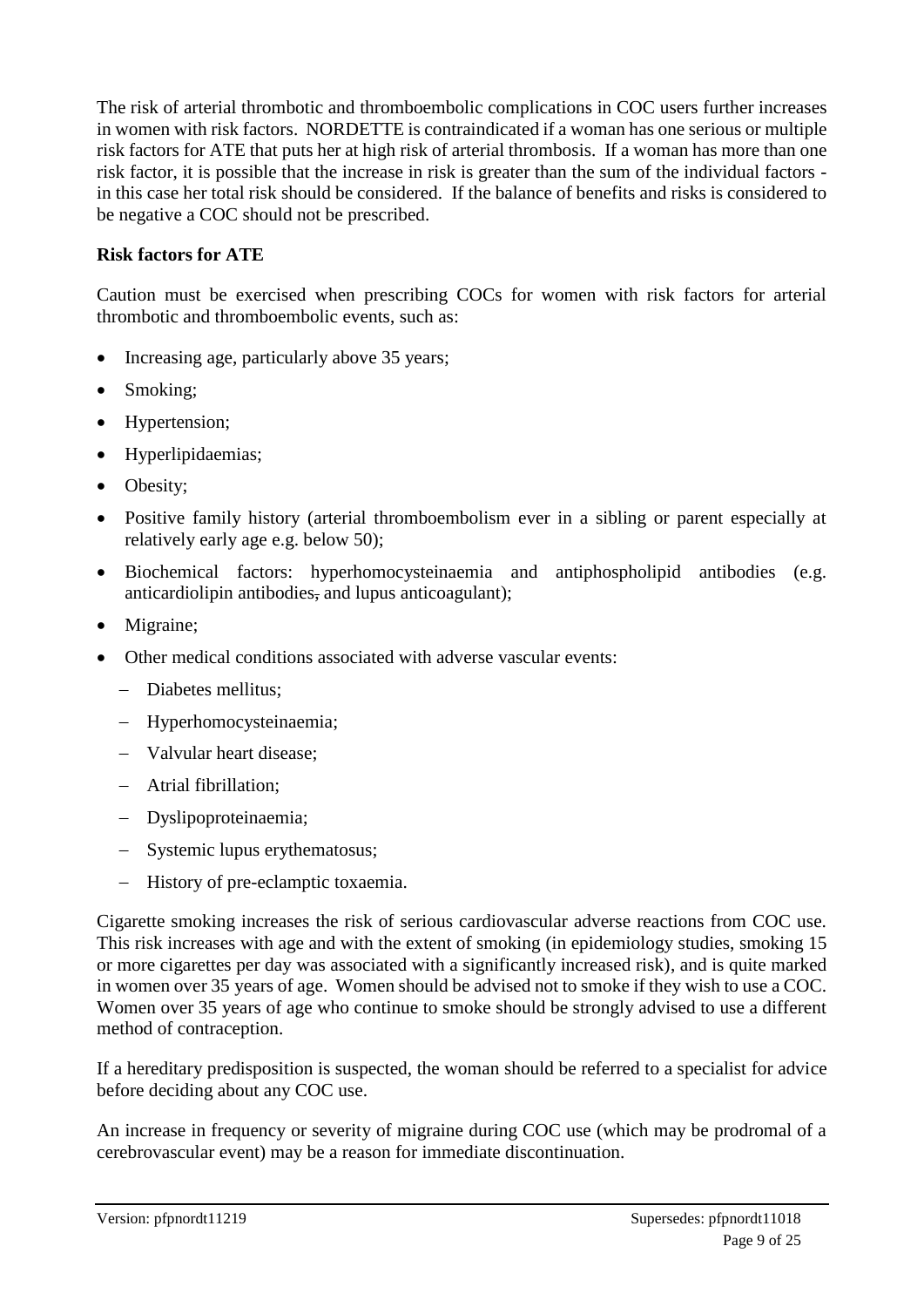The risk of arterial thrombotic and thromboembolic complications in COC users further increases in women with risk factors. NORDETTE is contraindicated if a woman has one serious or multiple risk factors for ATE that puts her at high risk of arterial thrombosis. If a woman has more than one risk factor, it is possible that the increase in risk is greater than the sum of the individual factors - in this case her total risk should be considered. If the balance of benefits and risks is considered to be negative a COC should not be prescribed.

**Risk factors for ATE**

Caution must be exercised when prescribing COCs for women with risk factors for arterial thrombotic and thromboembolic events, such as:

- Increasing age, particularly above 35 years;
- Smoking;
- Hypertension;
- Hyperlipidaemias;
- Obesity;
- Positive family history (arterial thromboembolism ever in a sibling or parent especially at relatively early age e.g. below 50);
- Biochemical factors: hyperhomocysteinaemia and antiphospholipid antibodies (e.g. anticardiolipin antibodies, and lupus anticoagulant);
- Migraine;
- Other medical conditions associated with adverse vascular events:
  - Diabetes mellitus;
  - Hyperhomocysteinaemia;
  - Valvular heart disease;
  - Atrial fibrillation;
  - Dyslipoproteinaemia;
  - Systemic lupus erythematosus;
  - History of pre-eclamptic toxaemia.

Cigarette smoking increases the risk of serious cardiovascular adverse reactions from COC use. This risk increases with age and with the extent of smoking (in epidemiology studies, smoking 15 or more cigarettes per day was associated with a significantly increased risk), and is quite marked in women over 35 years of age. Women should be advised not to smoke if they wish to use a COC. Women over 35 years of age who continue to smoke should be strongly advised to use a different method of contraception.

If a hereditary predisposition is suspected, the woman should be referred to a specialist for advice before deciding about any COC use.

An increase in frequency or severity of migraine during COC use (which may be prodromal of a cerebrovascular event) may be a reason for immediate discontinuation.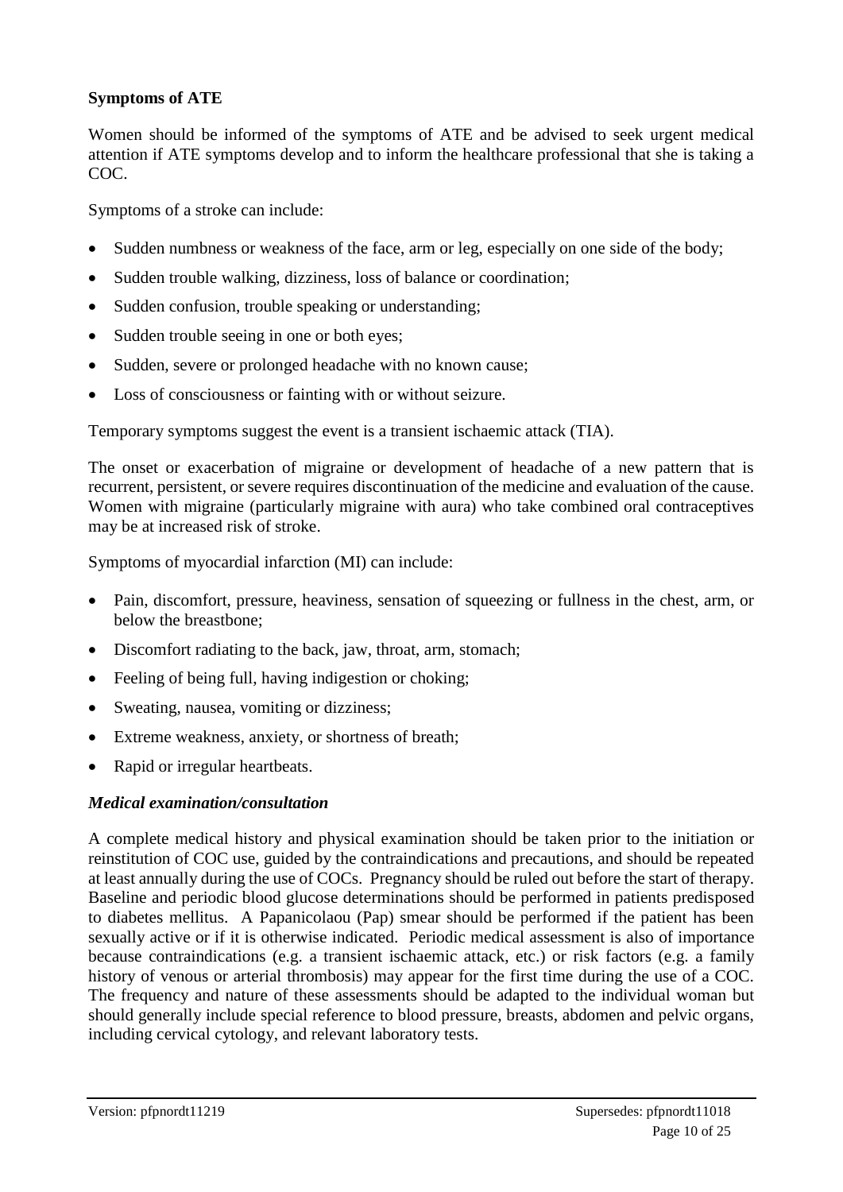**Symptoms of ATE**

Women should be informed of the symptoms of ATE and be advised to seek urgent medical attention if ATE symptoms develop and to inform the healthcare professional that she is taking a COC.

Symptoms of a stroke can include:

- Sudden numbness or weakness of the face, arm or leg, especially on one side of the body;
- Sudden trouble walking, dizziness, loss of balance or coordination;
- Sudden confusion, trouble speaking or understanding;
- Sudden trouble seeing in one or both eyes;
- Sudden, severe or prolonged headache with no known cause;
- Loss of consciousness or fainting with or without seizure.

Temporary symptoms suggest the event is a transient ischaemic attack (TIA).

The onset or exacerbation of migraine or development of headache of a new pattern that is recurrent, persistent, or severe requires discontinuation of the medicine and evaluation of the cause. Women with migraine (particularly migraine with aura) who take combined oral contraceptives may be at increased risk of stroke.

Symptoms of myocardial infarction (MI) can include:

- Pain, discomfort, pressure, heaviness, sensation of squeezing or fullness in the chest, arm, or below the breastbone;
- Discomfort radiating to the back, jaw, throat, arm, stomach;
- Feeling of being full, having indigestion or choking;
- Sweating, nausea, vomiting or dizziness;
- Extreme weakness, anxiety, or shortness of breath;
- Rapid or irregular heartbeats.

***Medical examination/consultation***

A complete medical history and physical examination should be taken prior to the initiation or reinstitution of COC use, guided by the contraindications and precautions, and should be repeated at least annually during the use of COCs. Pregnancy should be ruled out before the start of therapy. Baseline and periodic blood glucose determinations should be performed in patients predisposed to diabetes mellitus. A Papanicolaou (Pap) smear should be performed if the patient has been sexually active or if it is otherwise indicated. Periodic medical assessment is also of importance because contraindications (e.g. a transient ischaemic attack, etc.) or risk factors (e.g. a family history of venous or arterial thrombosis) may appear for the first time during the use of a COC. The frequency and nature of these assessments should be adapted to the individual woman but should generally include special reference to blood pressure, breasts, abdomen and pelvic organs, including cervical cytology, and relevant laboratory tests.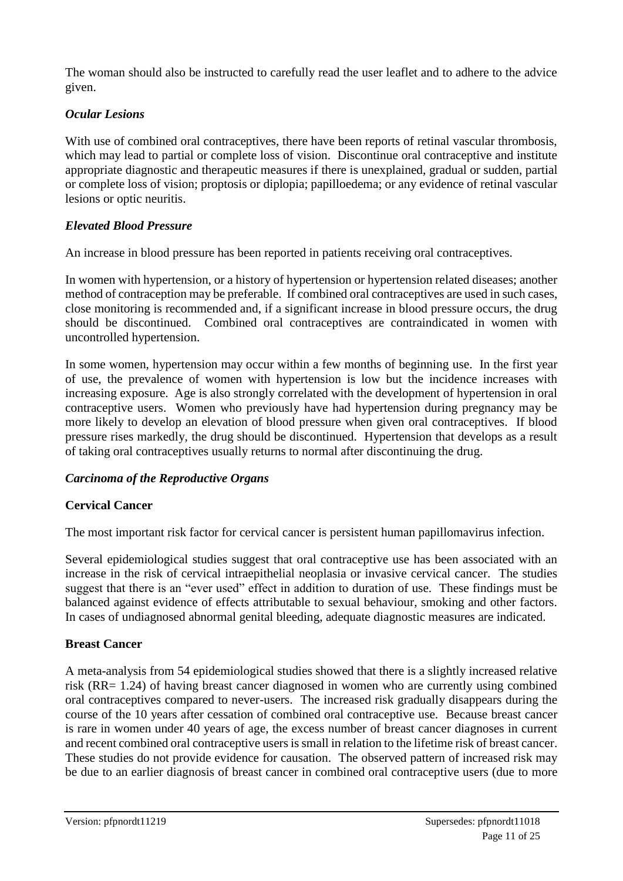The woman should also be instructed to carefully read the user leaflet and to adhere to the advice given.

### *Ocular Lesions*

With use of combined oral contraceptives, there have been reports of retinal vascular thrombosis, which may lead to partial or complete loss of vision. Discontinue oral contraceptive and institute appropriate diagnostic and therapeutic measures if there is unexplained, gradual or sudden, partial or complete loss of vision; proptosis or diplopia; papilloedema; or any evidence of retinal vascular lesions or optic neuritis.

### *Elevated Blood Pressure*

An increase in blood pressure has been reported in patients receiving oral contraceptives.

In women with hypertension, or a history of hypertension or hypertension related diseases; another method of contraception may be preferable. If combined oral contraceptives are used in such cases, close monitoring is recommended and, if a significant increase in blood pressure occurs, the drug should be discontinued. Combined oral contraceptives are contraindicated in women with uncontrolled hypertension.

In some women, hypertension may occur within a few months of beginning use. In the first year of use, the prevalence of women with hypertension is low but the incidence increases with increasing exposure. Age is also strongly correlated with the development of hypertension in oral contraceptive users. Women who previously have had hypertension during pregnancy may be more likely to develop an elevation of blood pressure when given oral contraceptives. If blood pressure rises markedly, the drug should be discontinued. Hypertension that develops as a result of taking oral contraceptives usually returns to normal after discontinuing the drug.

### *Carcinoma of the Reproductive Organs*

#### **Cervical Cancer**

The most important risk factor for cervical cancer is persistent human papillomavirus infection.

Several epidemiological studies suggest that oral contraceptive use has been associated with an increase in the risk of cervical intraepithelial neoplasia or invasive cervical cancer. The studies suggest that there is an "ever used" effect in addition to duration of use. These findings must be balanced against evidence of effects attributable to sexual behaviour, smoking and other factors. In cases of undiagnosed abnormal genital bleeding, adequate diagnostic measures are indicated.

#### **Breast Cancer**

A meta-analysis from 54 epidemiological studies showed that there is a slightly increased relative risk (RR= 1.24) of having breast cancer diagnosed in women who are currently using combined oral contraceptives compared to never-users. The increased risk gradually disappears during the course of the 10 years after cessation of combined oral contraceptive use. Because breast cancer is rare in women under 40 years of age, the excess number of breast cancer diagnoses in current and recent combined oral contraceptive users is small in relation to the lifetime risk of breast cancer. These studies do not provide evidence for causation. The observed pattern of increased risk may be due to an earlier diagnosis of breast cancer in combined oral contraceptive users (due to more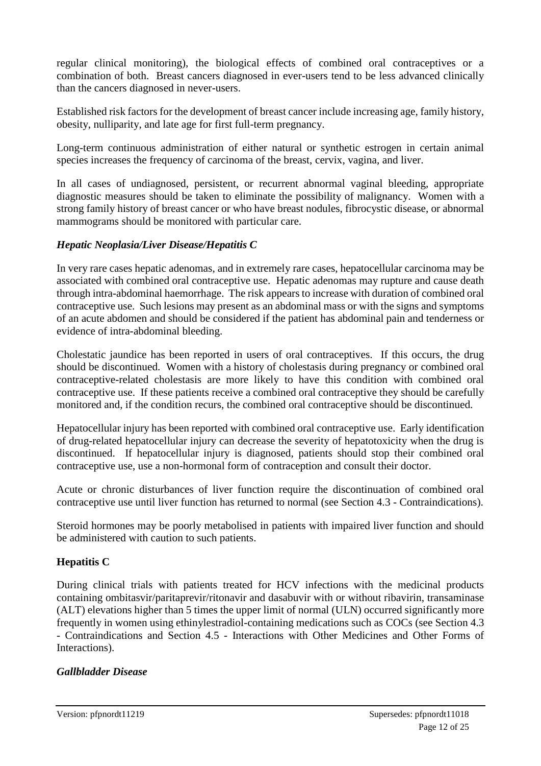regular clinical monitoring), the biological effects of combined oral contraceptives or a combination of both. Breast cancers diagnosed in ever-users tend to be less advanced clinically than the cancers diagnosed in never-users.

Established risk factors for the development of breast cancer include increasing age, family history, obesity, nulliparity, and late age for first full-term pregnancy.

Long-term continuous administration of either natural or synthetic estrogen in certain animal species increases the frequency of carcinoma of the breast, cervix, vagina, and liver.

In all cases of undiagnosed, persistent, or recurrent abnormal vaginal bleeding, appropriate diagnostic measures should be taken to eliminate the possibility of malignancy. Women with a strong family history of breast cancer or who have breast nodules, fibrocystic disease, or abnormal mammograms should be monitored with particular care.

### *Hepatic Neoplasia/Liver Disease/Hepatitis C*

In very rare cases hepatic adenomas, and in extremely rare cases, hepatocellular carcinoma may be associated with combined oral contraceptive use. Hepatic adenomas may rupture and cause death through intra-abdominal haemorrhage. The risk appears to increase with duration of combined oral contraceptive use. Such lesions may present as an abdominal mass or with the signs and symptoms of an acute abdomen and should be considered if the patient has abdominal pain and tenderness or evidence of intra-abdominal bleeding.

Cholestatic jaundice has been reported in users of oral contraceptives. If this occurs, the drug should be discontinued. Women with a history of cholestasis during pregnancy or combined oral contraceptive-related cholestasis are more likely to have this condition with combined oral contraceptive use. If these patients receive a combined oral contraceptive they should be carefully monitored and, if the condition recurs, the combined oral contraceptive should be discontinued.

Hepatocellular injury has been reported with combined oral contraceptive use. Early identification of drug-related hepatocellular injury can decrease the severity of hepatotoxicity when the drug is discontinued. If hepatocellular injury is diagnosed, patients should stop their combined oral contraceptive use, use a non-hormonal form of contraception and consult their doctor.

Acute or chronic disturbances of liver function require the discontinuation of combined oral contraceptive use until liver function has returned to normal (see Section 4.3 - Contraindications).

Steroid hormones may be poorly metabolised in patients with impaired liver function and should be administered with caution to such patients.

### **Hepatitis C**

During clinical trials with patients treated for HCV infections with the medicinal products containing ombitasvir/paritaprevir/ritonavir and dasabuvir with or without ribavirin, transaminase (ALT) elevations higher than 5 times the upper limit of normal (ULN) occurred significantly more frequently in women using ethinylestradiol-containing medications such as COCs (see Section 4.3 - Contraindications and Section 4.5 - Interactions with Other Medicines and Other Forms of Interactions).

### *Gallbladder Disease*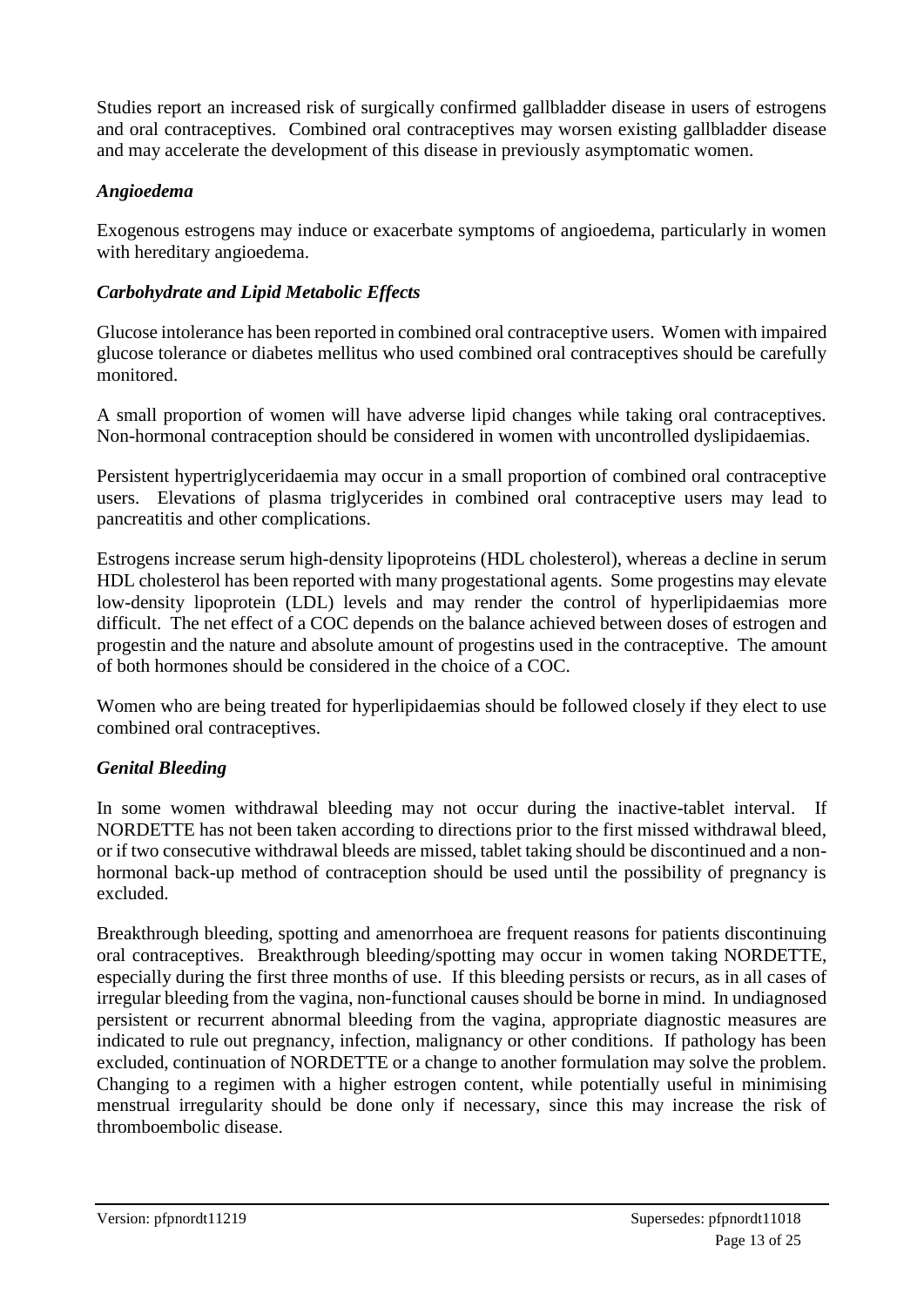Studies report an increased risk of surgically confirmed gallbladder disease in users of estrogens and oral contraceptives. Combined oral contraceptives may worsen existing gallbladder disease and may accelerate the development of this disease in previously asymptomatic women.

### *Angioedema*

Exogenous estrogens may induce or exacerbate symptoms of angioedema, particularly in women with hereditary angioedema.

### *Carbohydrate and Lipid Metabolic Effects*

Glucose intolerance has been reported in combined oral contraceptive users. Women with impaired glucose tolerance or diabetes mellitus who used combined oral contraceptives should be carefully monitored.

A small proportion of women will have adverse lipid changes while taking oral contraceptives. Non-hormonal contraception should be considered in women with uncontrolled dyslipidaemias.

Persistent hypertriglyceridaemia may occur in a small proportion of combined oral contraceptive users. Elevations of plasma triglycerides in combined oral contraceptive users may lead to pancreatitis and other complications.

Estrogens increase serum high-density lipoproteins (HDL cholesterol), whereas a decline in serum HDL cholesterol has been reported with many progestational agents. Some progestins may elevate low-density lipoprotein (LDL) levels and may render the control of hyperlipidaemias more difficult. The net effect of a COC depends on the balance achieved between doses of estrogen and progestin and the nature and absolute amount of progestins used in the contraceptive. The amount of both hormones should be considered in the choice of a COC.

Women who are being treated for hyperlipidaemias should be followed closely if they elect to use combined oral contraceptives.

### *Genital Bleeding*

In some women withdrawal bleeding may not occur during the inactive-tablet interval. If NORDETTE has not been taken according to directions prior to the first missed withdrawal bleed, or if two consecutive withdrawal bleeds are missed, tablet taking should be discontinued and a non-hormonal back-up method of contraception should be used until the possibility of pregnancy is excluded.

Breakthrough bleeding, spotting and amenorrhoea are frequent reasons for patients discontinuing oral contraceptives. Breakthrough bleeding/spotting may occur in women taking NORDETTE, especially during the first three months of use. If this bleeding persists or recurs, as in all cases of irregular bleeding from the vagina, non-functional causes should be borne in mind. In undiagnosed persistent or recurrent abnormal bleeding from the vagina, appropriate diagnostic measures are indicated to rule out pregnancy, infection, malignancy or other conditions. If pathology has been excluded, continuation of NORDETTE or a change to another formulation may solve the problem. Changing to a regimen with a higher estrogen content, while potentially useful in minimising menstrual irregularity should be done only if necessary, since this may increase the risk of thromboembolic disease.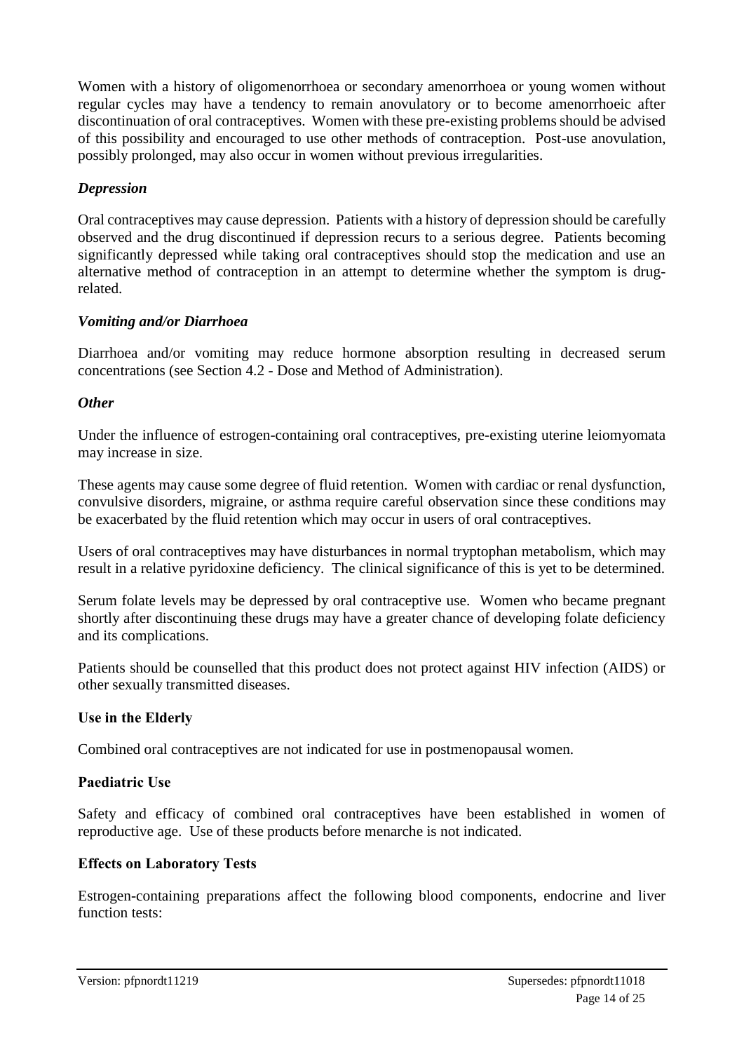Women with a history of oligomenorrhoea or secondary amenorrhoea or young women without regular cycles may have a tendency to remain anovulatory or to become amenorrhoeic after discontinuation of oral contraceptives. Women with these pre-existing problems should be advised of this possibility and encouraged to use other methods of contraception. Post-use anovulation, possibly prolonged, may also occur in women without previous irregularities.

### *Depression*

Oral contraceptives may cause depression. Patients with a history of depression should be carefully observed and the drug discontinued if depression recurs to a serious degree. Patients becoming significantly depressed while taking oral contraceptives should stop the medication and use an alternative method of contraception in an attempt to determine whether the symptom is drug-related.

### *Vomiting and/or Diarrhoea*

Diarrhoea and/or vomiting may reduce hormone absorption resulting in decreased serum concentrations (see Section 4.2 - Dose and Method of Administration).

### *Other*

Under the influence of estrogen-containing oral contraceptives, pre-existing uterine leiomyomata may increase in size.

These agents may cause some degree of fluid retention. Women with cardiac or renal dysfunction, convulsive disorders, migraine, or asthma require careful observation since these conditions may be exacerbated by the fluid retention which may occur in users of oral contraceptives.

Users of oral contraceptives may have disturbances in normal tryptophan metabolism, which may result in a relative pyridoxine deficiency. The clinical significance of this is yet to be determined.

Serum folate levels may be depressed by oral contraceptive use. Women who became pregnant shortly after discontinuing these drugs may have a greater chance of developing folate deficiency and its complications.

Patients should be counselled that this product does not protect against HIV infection (AIDS) or other sexually transmitted diseases.

### **Use in the Elderly**

Combined oral contraceptives are not indicated for use in postmenopausal women.

### **Paediatric Use**

Safety and efficacy of combined oral contraceptives have been established in women of reproductive age. Use of these products before menarche is not indicated.

### **Effects on Laboratory Tests**

Estrogen-containing preparations affect the following blood components, endocrine and liver function tests: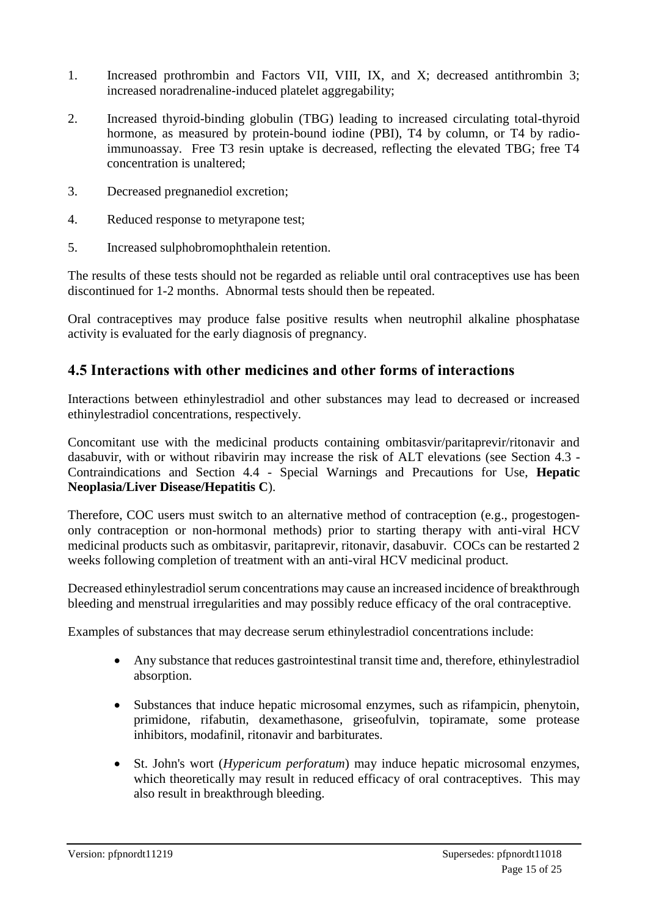1. Increased prothrombin and Factors VII, VIII, IX, and X; decreased antithrombin 3; increased noradrenaline-induced platelet aggregability;

2. Increased thyroid-binding globulin (TBG) leading to increased circulating total-thyroid hormone, as measured by protein-bound iodine (PBI), T4 by column, or T4 by radio-immunoassay. Free T3 resin uptake is decreased, reflecting the elevated TBG; free T4 concentration is unaltered;

3. Decreased pregnanediol excretion;

4. Reduced response to metyrapone test;

5. Increased sulphobromophthalein retention.

The results of these tests should not be regarded as reliable until oral contraceptives use has been discontinued for 1-2 months. Abnormal tests should then be repeated.

Oral contraceptives may produce false positive results when neutrophil alkaline phosphatase activity is evaluated for the early diagnosis of pregnancy.

## 4.5 Interactions with other medicines and other forms of interactions

Interactions between ethinylestradiol and other substances may lead to decreased or increased ethinylestradiol concentrations, respectively.

Concomitant use with the medicinal products containing ombitasvir/paritaprevir/ritonavir and dasabuvir, with or without ribavirin may increase the risk of ALT elevations (see Section 4.3 - Contraindications and Section 4.4 - Special Warnings and Precautions for Use, **Hepatic Neoplasia/Liver Disease/Hepatitis C**).

Therefore, COC users must switch to an alternative method of contraception (e.g., progestogen-only contraception or non-hormonal methods) prior to starting therapy with anti-viral HCV medicinal products such as ombitasvir, paritaprevir, ritonavir, dasabuvir. COCs can be restarted 2 weeks following completion of treatment with an anti-viral HCV medicinal product.

Decreased ethinylestradiol serum concentrations may cause an increased incidence of breakthrough bleeding and menstrual irregularities and may possibly reduce efficacy of the oral contraceptive.

Examples of substances that may decrease serum ethinylestradiol concentrations include:

- Any substance that reduces gastrointestinal transit time and, therefore, ethinylestradiol absorption.

- Substances that induce hepatic microsomal enzymes, such as rifampicin, phenytoin, primidone, rifabutin, dexamethasone, griseofulvin, topiramate, some protease inhibitors, modafinil, ritonavir and barbiturates.

- St. John's wort (*Hypericum perforatum*) may induce hepatic microsomal enzymes, which theoretically may result in reduced efficacy of oral contraceptives. This may also result in breakthrough bleeding.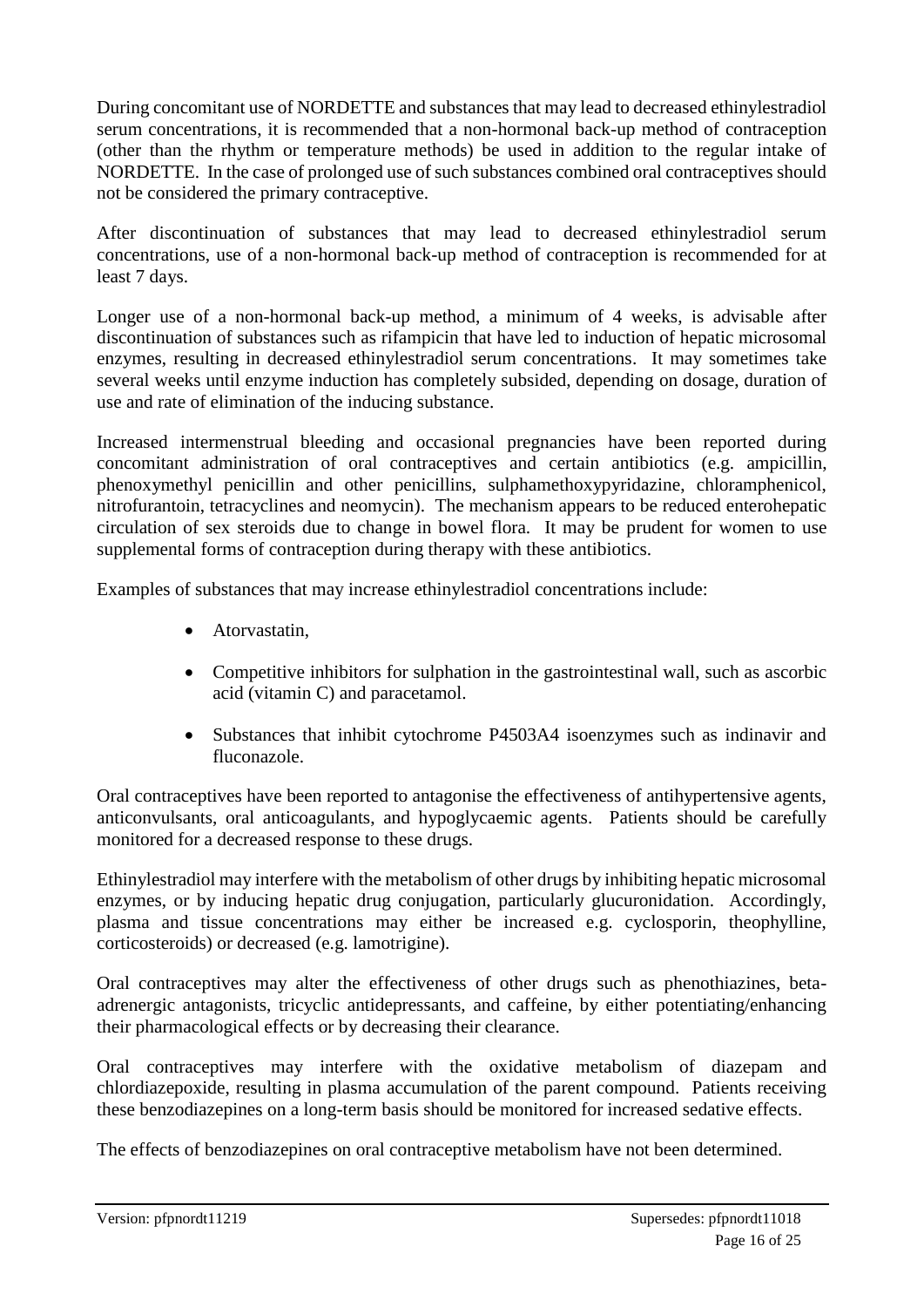During concomitant use of NORDETTE and substances that may lead to decreased ethinylestradiol serum concentrations, it is recommended that a non-hormonal back-up method of contraception (other than the rhythm or temperature methods) be used in addition to the regular intake of NORDETTE. In the case of prolonged use of such substances combined oral contraceptives should not be considered the primary contraceptive.

After discontinuation of substances that may lead to decreased ethinylestradiol serum concentrations, use of a non-hormonal back-up method of contraception is recommended for at least 7 days.

Longer use of a non-hormonal back-up method, a minimum of 4 weeks, is advisable after discontinuation of substances such as rifampicin that have led to induction of hepatic microsomal enzymes, resulting in decreased ethinylestradiol serum concentrations. It may sometimes take several weeks until enzyme induction has completely subsided, depending on dosage, duration of use and rate of elimination of the inducing substance.

Increased intermenstrual bleeding and occasional pregnancies have been reported during concomitant administration of oral contraceptives and certain antibiotics (e.g. ampicillin, phenoxymethyl penicillin and other penicillins, sulphamethoxypyridazine, chloramphenicol, nitrofurantoin, tetracyclines and neomycin). The mechanism appears to be reduced enterohepatic circulation of sex steroids due to change in bowel flora. It may be prudent for women to use supplemental forms of contraception during therapy with these antibiotics.

Examples of substances that may increase ethinylestradiol concentrations include:

- Atorvastatin,
- Competitive inhibitors for sulphation in the gastrointestinal wall, such as ascorbic acid (vitamin C) and paracetamol.
- Substances that inhibit cytochrome P4503A4 isoenzymes such as indinavir and fluconazole.

Oral contraceptives have been reported to antagonise the effectiveness of antihypertensive agents, anticonvulsants, oral anticoagulants, and hypoglycaemic agents. Patients should be carefully monitored for a decreased response to these drugs.

Ethinylestradiol may interfere with the metabolism of other drugs by inhibiting hepatic microsomal enzymes, or by inducing hepatic drug conjugation, particularly glucuronidation. Accordingly, plasma and tissue concentrations may either be increased e.g. cyclosporin, theophylline, corticosteroids) or decreased (e.g. lamotrigine).

Oral contraceptives may alter the effectiveness of other drugs such as phenothiazines, beta-adrenergic antagonists, tricyclic antidepressants, and caffeine, by either potentiating/enhancing their pharmacological effects or by decreasing their clearance.

Oral contraceptives may interfere with the oxidative metabolism of diazepam and chlordiazepoxide, resulting in plasma accumulation of the parent compound. Patients receiving these benzodiazepines on a long-term basis should be monitored for increased sedative effects.

The effects of benzodiazepines on oral contraceptive metabolism have not been determined.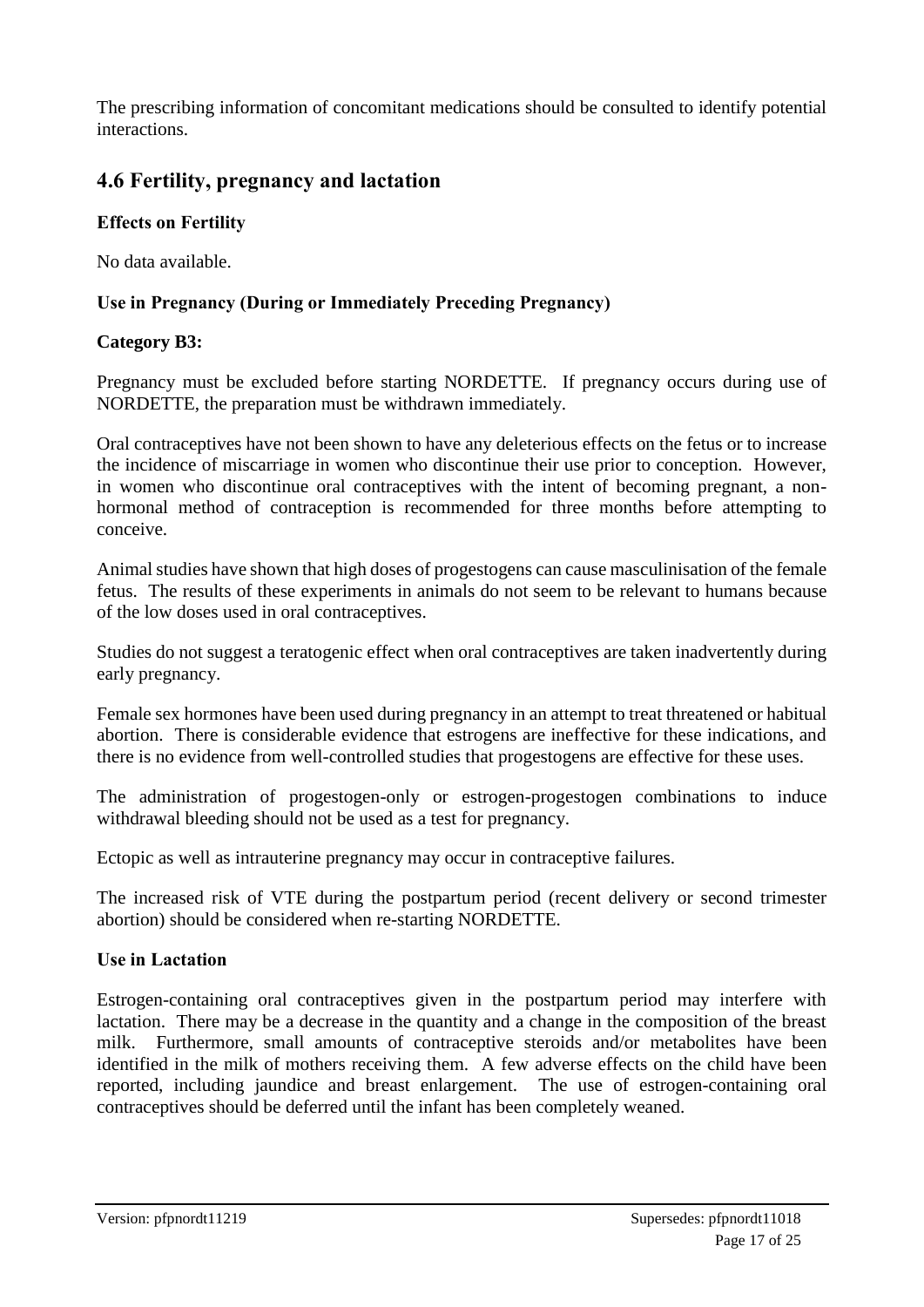The prescribing information of concomitant medications should be consulted to identify potential interactions.

## 4.6 Fertility, pregnancy and lactation

### Effects on Fertility

No data available.

### Use in Pregnancy (During or Immediately Preceding Pregnancy)

**Category B3:**

Pregnancy must be excluded before starting NORDETTE. If pregnancy occurs during use of NORDETTE, the preparation must be withdrawn immediately.

Oral contraceptives have not been shown to have any deleterious effects on the fetus or to increase the incidence of miscarriage in women who discontinue their use prior to conception. However, in women who discontinue oral contraceptives with the intent of becoming pregnant, a non-hormonal method of contraception is recommended for three months before attempting to conceive.

Animal studies have shown that high doses of progestogens can cause masculinisation of the female fetus. The results of these experiments in animals do not seem to be relevant to humans because of the low doses used in oral contraceptives.

Studies do not suggest a teratogenic effect when oral contraceptives are taken inadvertently during early pregnancy.

Female sex hormones have been used during pregnancy in an attempt to treat threatened or habitual abortion. There is considerable evidence that estrogens are ineffective for these indications, and there is no evidence from well-controlled studies that progestogens are effective for these uses.

The administration of progestogen-only or estrogen-progestogen combinations to induce withdrawal bleeding should not be used as a test for pregnancy.

Ectopic as well as intrauterine pregnancy may occur in contraceptive failures.

The increased risk of VTE during the postpartum period (recent delivery or second trimester abortion) should be considered when re-starting NORDETTE.

### Use in Lactation

Estrogen-containing oral contraceptives given in the postpartum period may interfere with lactation. There may be a decrease in the quantity and a change in the composition of the breast milk. Furthermore, small amounts of contraceptive steroids and/or metabolites have been identified in the milk of mothers receiving them. A few adverse effects on the child have been reported, including jaundice and breast enlargement. The use of estrogen-containing oral contraceptives should be deferred until the infant has been completely weaned.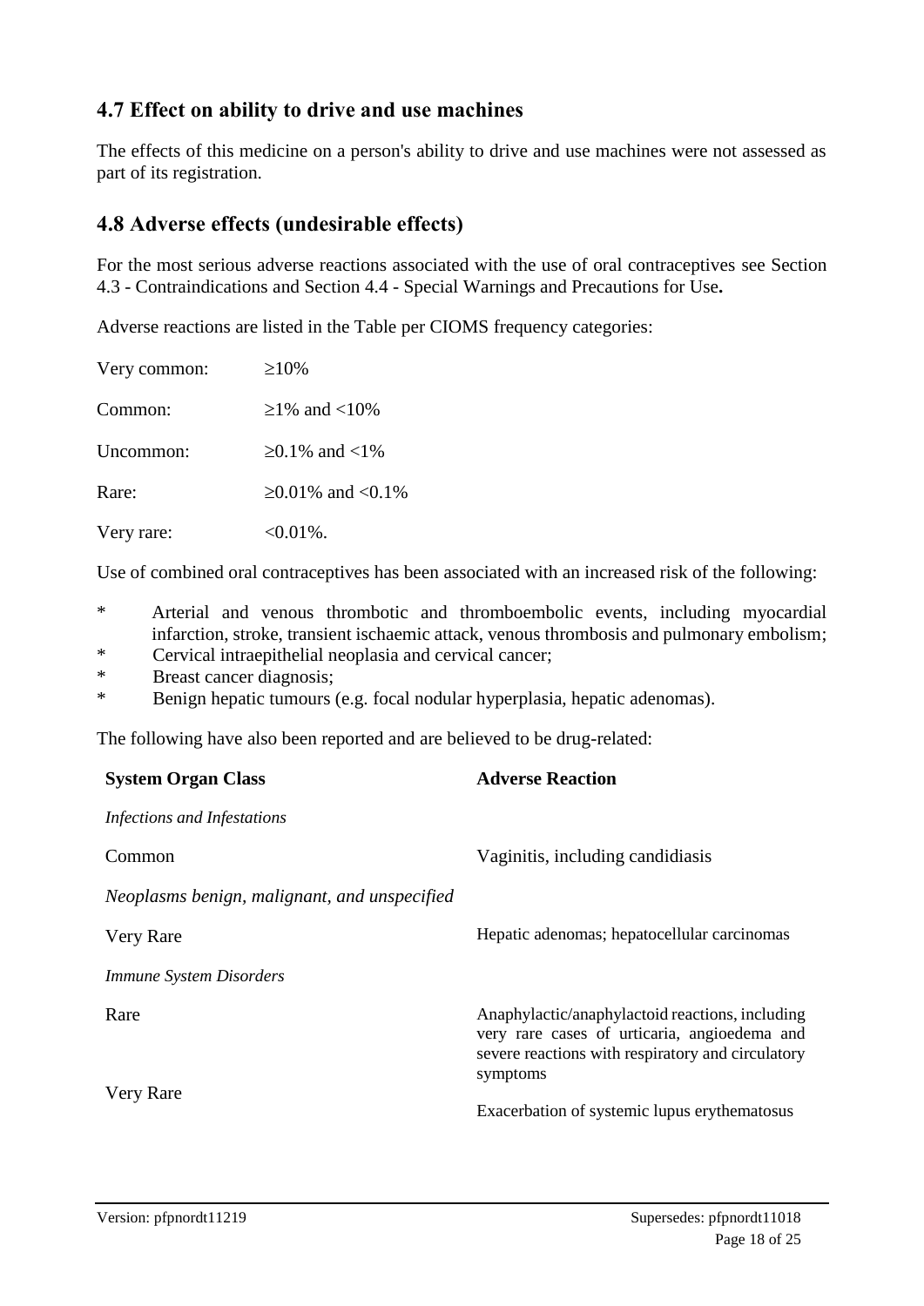## 4.7 Effect on ability to drive and use machines

The effects of this medicine on a person's ability to drive and use machines were not assessed as part of its registration.

## 4.8 Adverse effects (undesirable effects)

For the most serious adverse reactions associated with the use of oral contraceptives see Section 4.3 - Contraindications and Section 4.4 - Special Warnings and Precautions for Use**.**

Adverse reactions are listed in the Table per CIOMS frequency categories:

| | |
|---|---|
| Very common: | ≥10% |
| Common: | ≥1% and <10% |
| Uncommon: | ≥0.1% and <1% |
| Rare: | ≥0.01% and <0.1% |
| Very rare: | <0.01%. |

Use of combined oral contraceptives has been associated with an increased risk of the following:

* Arterial and venous thrombotic and thromboembolic events, including myocardial infarction, stroke, transient ischaemic attack, venous thrombosis and pulmonary embolism;
* Cervical intraepithelial neoplasia and cervical cancer;
* Breast cancer diagnosis;
* Benign hepatic tumours (e.g. focal nodular hyperplasia, hepatic adenomas).

The following have also been reported and are believed to be drug-related:

| System Organ Class | Adverse Reaction |
|---|---|
| *Infections and Infestations* | |
| Common | Vaginitis, including candidiasis |
| *Neoplasms benign, malignant, and unspecified* | |
| Very Rare | Hepatic adenomas; hepatocellular carcinomas |
| *Immune System Disorders* | |
| Rare | Anaphylactic/anaphylactoid reactions, including very rare cases of urticaria, angioedema and severe reactions with respiratory and circulatory symptoms |
| Very Rare | Exacerbation of systemic lupus erythematosus |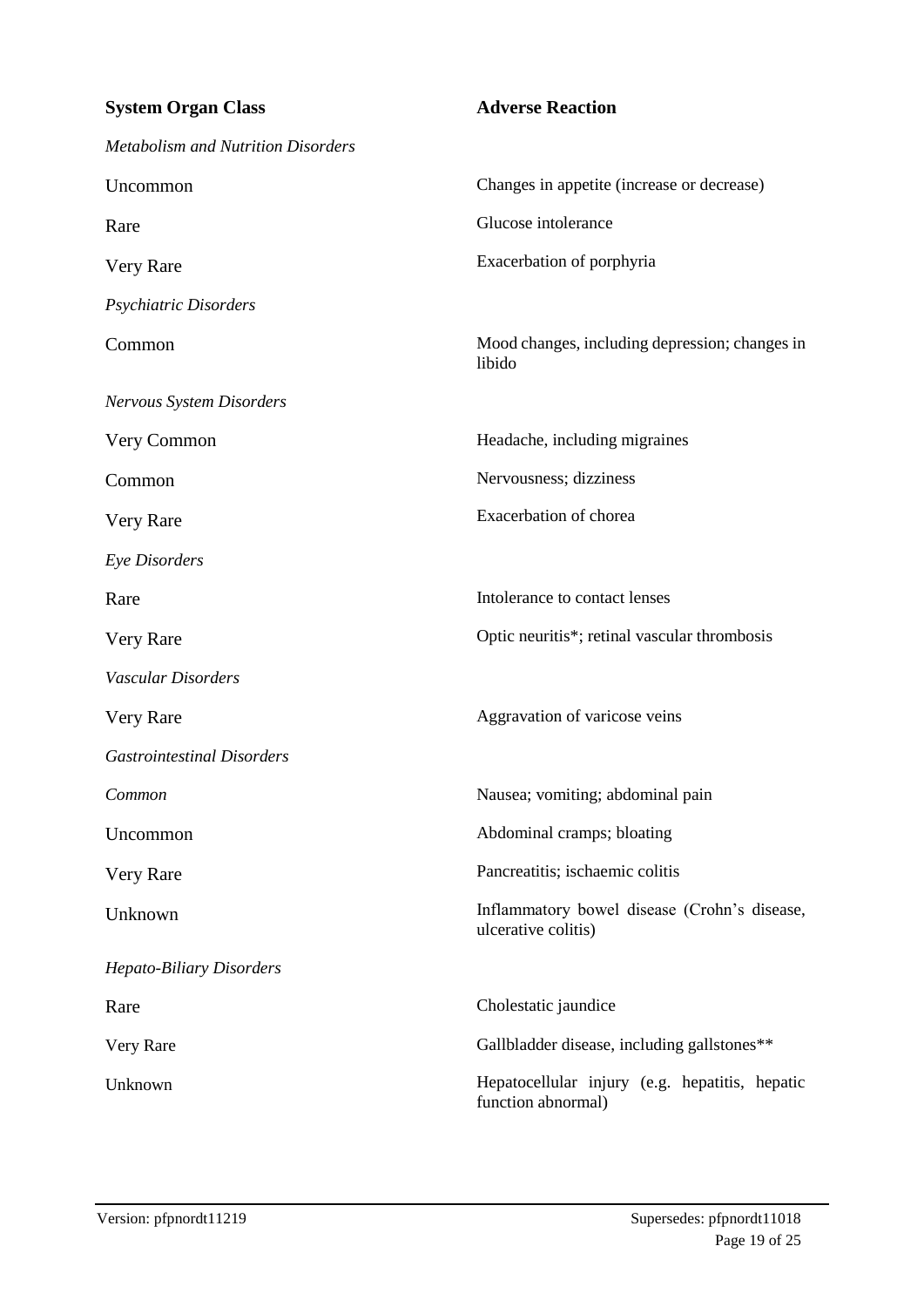| System Organ Class | Adverse Reaction |
|---|---|
| *Metabolism and Nutrition Disorders* | |
| Uncommon | Changes in appetite (increase or decrease) |
| Rare | Glucose intolerance |
| Very Rare | Exacerbation of porphyria |
| *Psychiatric Disorders* | |
| Common | Mood changes, including depression; changes in libido |
| *Nervous System Disorders* | |
| Very Common | Headache, including migraines |
| Common | Nervousness; dizziness |
| Very Rare | Exacerbation of chorea |
| *Eye Disorders* | |
| Rare | Intolerance to contact lenses |
| Very Rare | Optic neuritis*; retinal vascular thrombosis |
| *Vascular Disorders* | |
| Very Rare | Aggravation of varicose veins |
| *Gastrointestinal Disorders* | |
| *Common* | Nausea; vomiting; abdominal pain |
| Uncommon | Abdominal cramps; bloating |
| Very Rare | Pancreatitis; ischaemic colitis |
| Unknown | Inflammatory bowel disease (Crohn's disease, ulcerative colitis) |
| *Hepato-Biliary Disorders* | |
| Rare | Cholestatic jaundice |
| Very Rare | Gallbladder disease, including gallstones** |
| Unknown | Hepatocellular injury (e.g. hepatitis, hepatic function abnormal) |

Version: pfpnordt11219 Supersedes: pfpnordt11018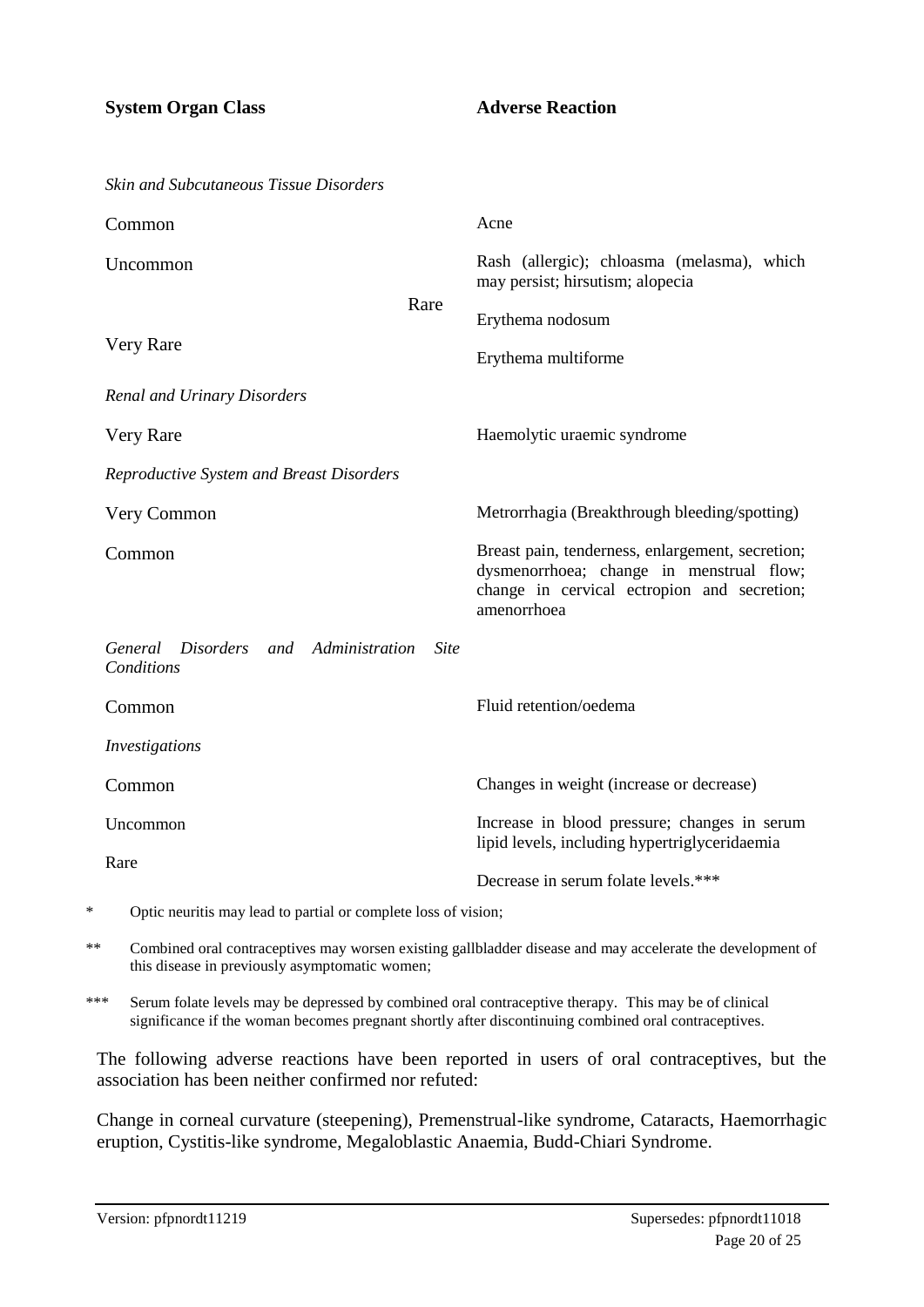| System Organ Class | Adverse Reaction |
|---|---|
| *Skin and Subcutaneous Tissue Disorders* | |
| Common | Acne |
| Uncommon | Rash (allergic); chloasma (melasma), which may persist; hirsutism; alopecia |
| Rare | Erythema nodosum |
| Very Rare | Erythema multiforme |
| *Renal and Urinary Disorders* | |
| Very Rare | Haemolytic uraemic syndrome |
| *Reproductive System and Breast Disorders* | |
| Very Common | Metrorrhagia (Breakthrough bleeding/spotting) |
| Common | Breast pain, tenderness, enlargement, secretion; dysmenorrhoea; change in menstrual flow; change in cervical ectropion and secretion; amenorrhoea |
| *General Disorders and Administration Site Conditions* | |
| Common | Fluid retention/oedema |
| *Investigations* | |
| Common | Changes in weight (increase or decrease) |
| Uncommon | Increase in blood pressure; changes in serum lipid levels, including hypertriglyceridaemia |
| Rare | Decrease in serum folate levels.*** |

\* Optic neuritis may lead to partial or complete loss of vision;

** Combined oral contraceptives may worsen existing gallbladder disease and may accelerate the development of this disease in previously asymptomatic women;

*** Serum folate levels may be depressed by combined oral contraceptive therapy. This may be of clinical significance if the woman becomes pregnant shortly after discontinuing combined oral contraceptives.

The following adverse reactions have been reported in users of oral contraceptives, but the association has been neither confirmed nor refuted:

Change in corneal curvature (steepening), Premenstrual-like syndrome, Cataracts, Haemorrhagic eruption, Cystitis-like syndrome, Megaloblastic Anaemia, Budd-Chiari Syndrome.

Version: pfpnordt11219 Supersedes: pfpnordt11018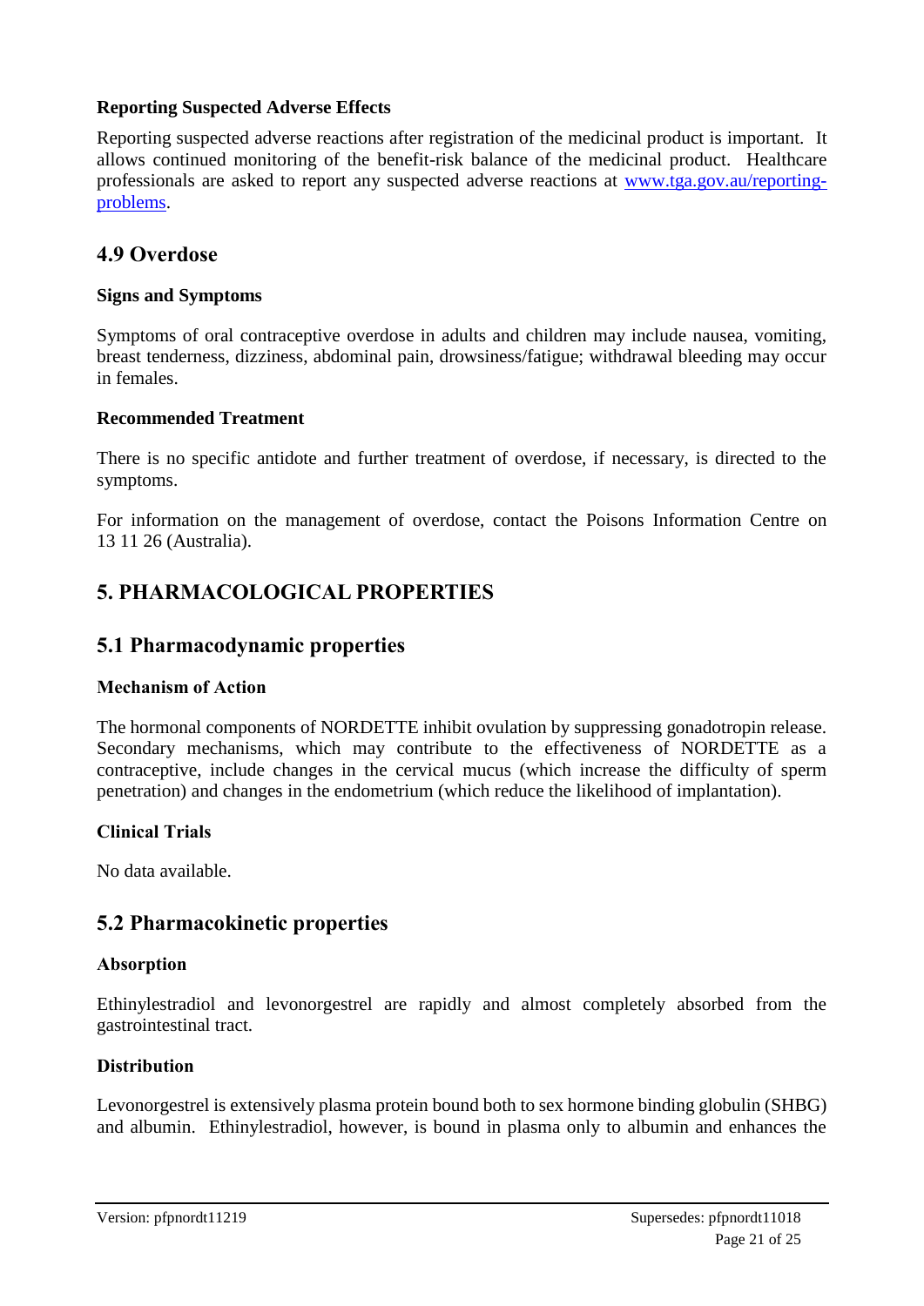### Reporting Suspected Adverse Effects

Reporting suspected adverse reactions after registration of the medicinal product is important. It allows continued monitoring of the benefit-risk balance of the medicinal product. Healthcare professionals are asked to report any suspected adverse reactions at [www.tga.gov.au/reporting-problems](http://www.tga.gov.au/reporting-problems).

## 4.9 Overdose

### Signs and Symptoms

Symptoms of oral contraceptive overdose in adults and children may include nausea, vomiting, breast tenderness, dizziness, abdominal pain, drowsiness/fatigue; withdrawal bleeding may occur in females.

### Recommended Treatment

There is no specific antidote and further treatment of overdose, if necessary, is directed to the symptoms.

For information on the management of overdose, contact the Poisons Information Centre on 13 11 26 (Australia).

# 5. PHARMACOLOGICAL PROPERTIES

## 5.1 Pharmacodynamic properties

### Mechanism of Action

The hormonal components of NORDETTE inhibit ovulation by suppressing gonadotropin release. Secondary mechanisms, which may contribute to the effectiveness of NORDETTE as a contraceptive, include changes in the cervical mucus (which increase the difficulty of sperm penetration) and changes in the endometrium (which reduce the likelihood of implantation).

### Clinical Trials

No data available.

## 5.2 Pharmacokinetic properties

### Absorption

Ethinylestradiol and levonorgestrel are rapidly and almost completely absorbed from the gastrointestinal tract.

### Distribution

Levonorgestrel is extensively plasma protein bound both to sex hormone binding globulin (SHBG) and albumin. Ethinylestradiol, however, is bound in plasma only to albumin and enhances the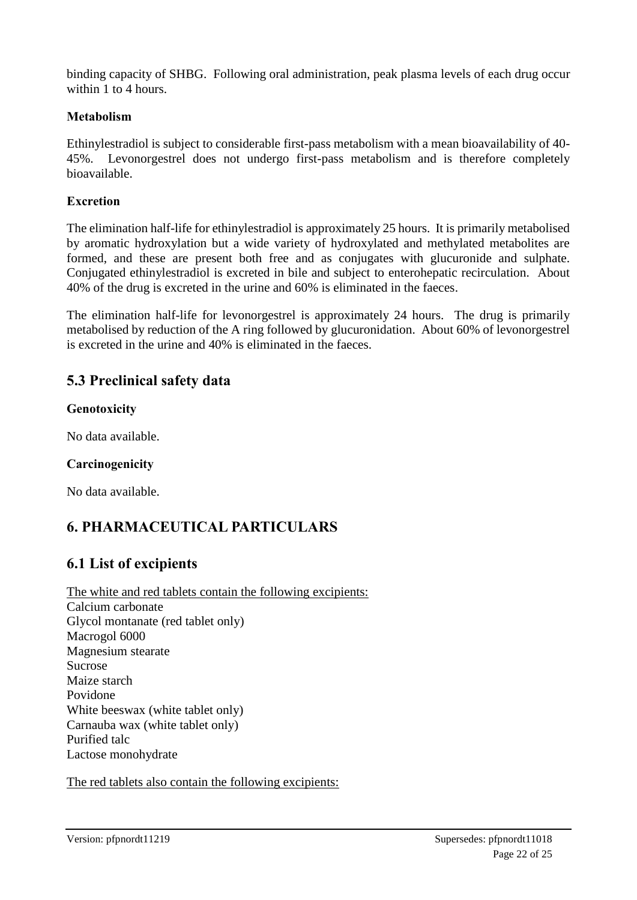binding capacity of SHBG. Following oral administration, peak plasma levels of each drug occur within 1 to 4 hours.

**Metabolism**

Ethinylestradiol is subject to considerable first-pass metabolism with a mean bioavailability of 40-45%. Levonorgestrel does not undergo first-pass metabolism and is therefore completely bioavailable.

**Excretion**

The elimination half-life for ethinylestradiol is approximately 25 hours. It is primarily metabolised by aromatic hydroxylation but a wide variety of hydroxylated and methylated metabolites are formed, and these are present both free and as conjugates with glucuronide and sulphate. Conjugated ethinylestradiol is excreted in bile and subject to enterohepatic recirculation. About 40% of the drug is excreted in the urine and 60% is eliminated in the faeces.

The elimination half-life for levonorgestrel is approximately 24 hours. The drug is primarily metabolised by reduction of the A ring followed by glucuronidation. About 60% of levonorgestrel is excreted in the urine and 40% is eliminated in the faeces.

## 5.3 Preclinical safety data

**Genotoxicity**

No data available.

**Carcinogenicity**

No data available.

# 6. PHARMACEUTICAL PARTICULARS

## 6.1 List of excipients

The white and red tablets contain the following excipients:

Calcium carbonate
Glycol montanate (red tablet only)
Macrogol 6000
Magnesium stearate
Sucrose
Maize starch
Povidone
White beeswax (white tablet only)
Carnauba wax (white tablet only)
Purified talc
Lactose monohydrate

The red tablets also contain the following excipients: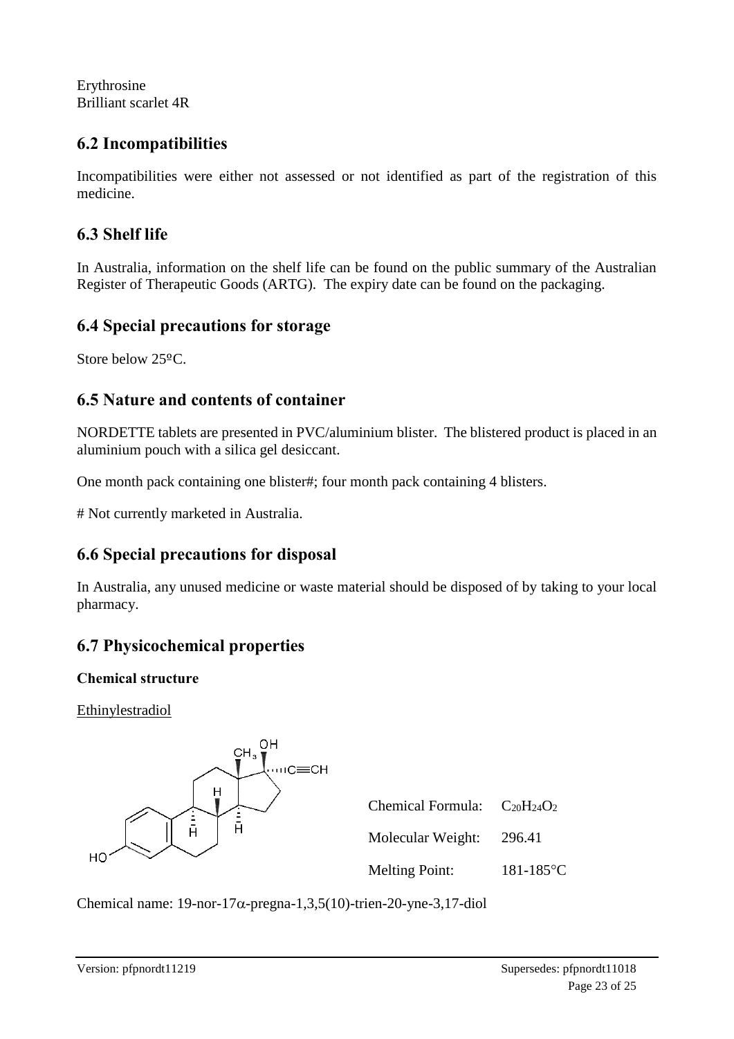Erythrosine
Brilliant scarlet 4R

## 6.2 Incompatibilities

Incompatibilities were either not assessed or not identified as part of the registration of this medicine.

## 6.3 Shelf life

In Australia, information on the shelf life can be found on the public summary of the Australian Register of Therapeutic Goods (ARTG). The expiry date can be found on the packaging.

## 6.4 Special precautions for storage

Store below 25ºC.

## 6.5 Nature and contents of container

NORDETTE tablets are presented in PVC/aluminium blister. The blistered product is placed in an aluminium pouch with a silica gel desiccant.

One month pack containing one blister#; four month pack containing 4 blisters.

# Not currently marketed in Australia.

## 6.6 Special precautions for disposal

In Australia, any unused medicine or waste material should be disposed of by taking to your local pharmacy.

## 6.7 Physicochemical properties

### Chemical structure

Ethinylestradiol

| | |
|---|---|
| Chemical Formula: | $C_{20}H_{24}O_2$ |
| Molecular Weight: | 296.41 |
| Melting Point: | 181-185°C |

Chemical name: 19-nor-17$\alpha$-pregna-1,3,5(10)-trien-20-yne-3,17-diol

Version: pfpnordt11219 Supersedes: pfpnordt11018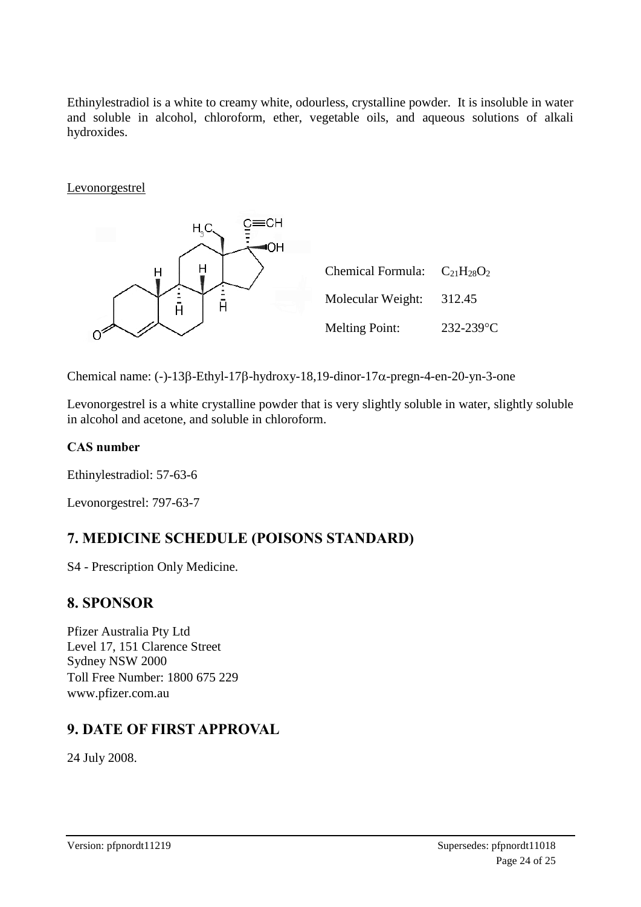Ethinylestradiol is a white to creamy white, odourless, crystalline powder. It is insoluble in water and soluble in alcohol, chloroform, ether, vegetable oils, and aqueous solutions of alkali hydroxides.

Levonorgestrel

| | |
|---|---|
| Chemical Formula: | $C_{21}H_{28}O_2$ |
| Molecular Weight: | 312.45 |
| Melting Point: | 232-239°C |

Chemical name: (-)-13β-Ethyl-17β-hydroxy-18,19-dinor-17α-pregn-4-en-20-yn-3-one

Levonorgestrel is a white crystalline powder that is very slightly soluble in water, slightly soluble in alcohol and acetone, and soluble in chloroform.

**CAS number**

Ethinylestradiol: 57-63-6

Levonorgestrel: 797-63-7

## 7. MEDICINE SCHEDULE (POISONS STANDARD)

S4 - Prescription Only Medicine.

## 8. SPONSOR

Pfizer Australia Pty Ltd
Level 17, 151 Clarence Street
Sydney NSW 2000
Toll Free Number: 1800 675 229
www.pfizer.com.au

## 9. DATE OF FIRST APPROVAL

24 July 2008.

Version: pfpnordt11219 Supersedes: pfpnordt11018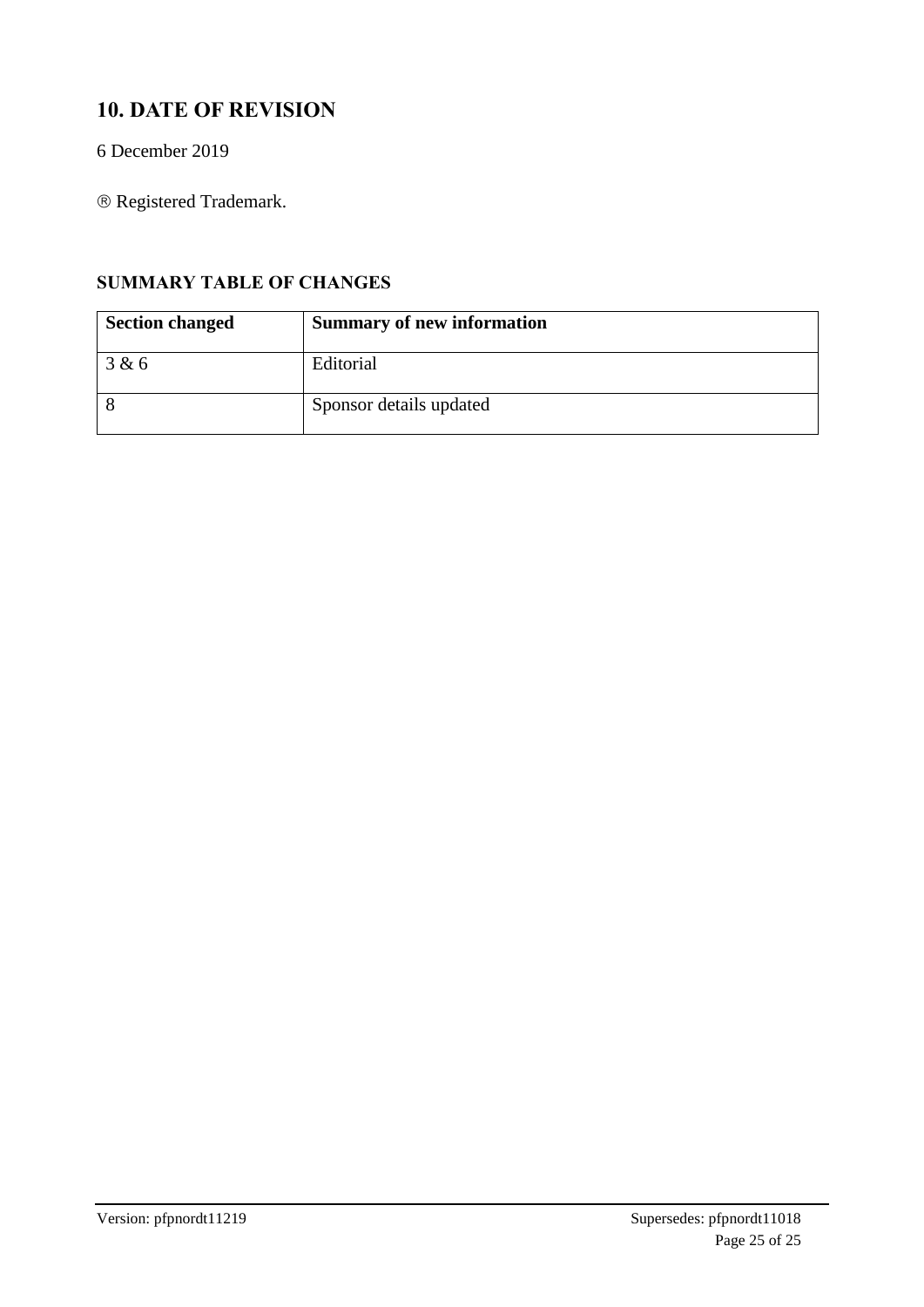## 10. DATE OF REVISION

6 December 2019

® Registered Trademark.

### SUMMARY TABLE OF CHANGES

| Section changed | Summary of new information |
|---|---|
| 3 & 6 | Editorial |
| 8 | Sponsor details updated |

Version: pfpnordt11219 Supersedes: pfpnordt11018